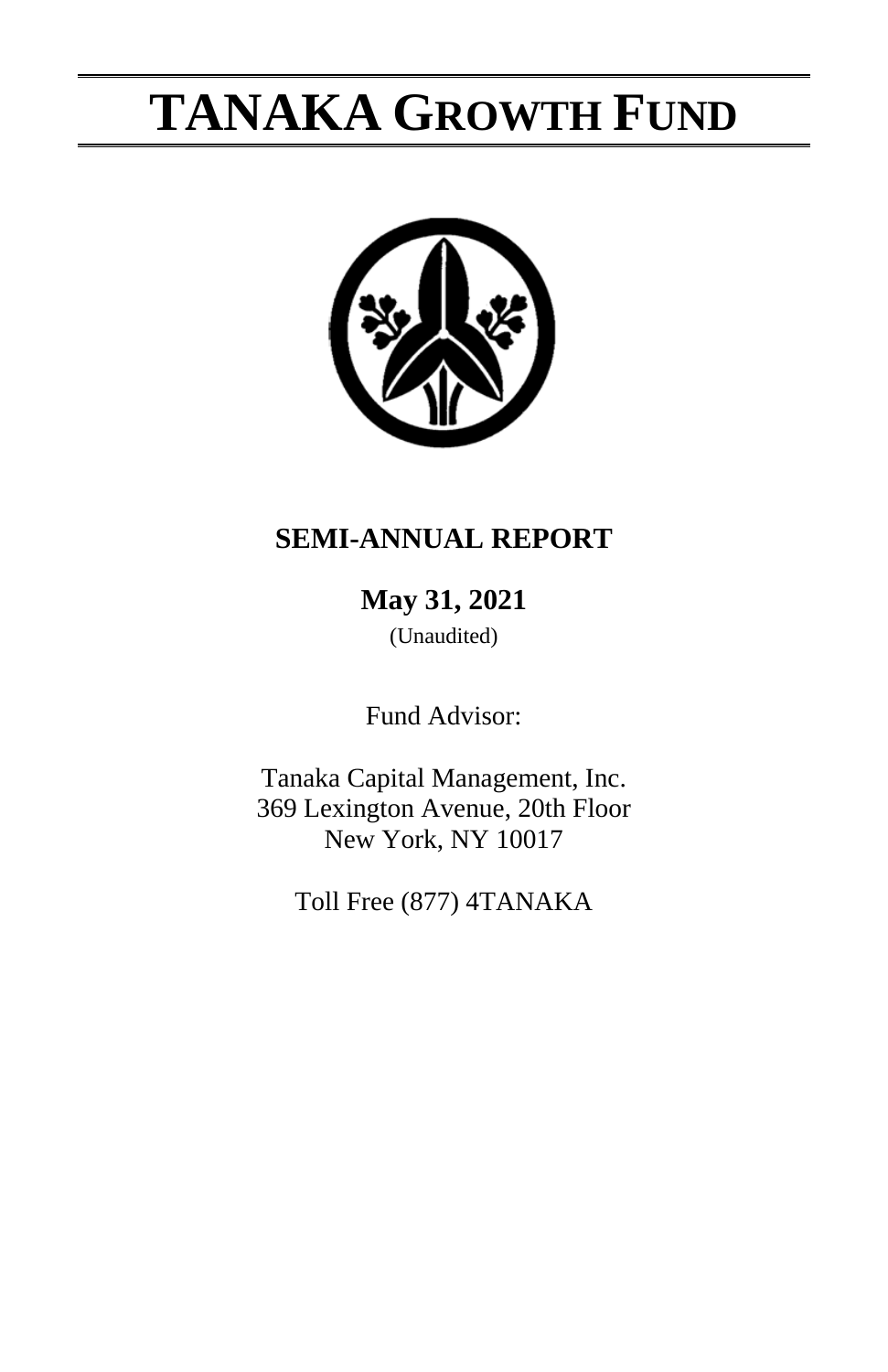# TANAKA GROWTH FUND

## SEMI-ANNUAL REPORT

**May 31, 2021**

(Unaudited)

Fund Advisor:

Tanaka Capital Management, Inc.
369 Lexington Avenue, 20th Floor
New York, NY 10017

Toll Free (877) 4TANAKA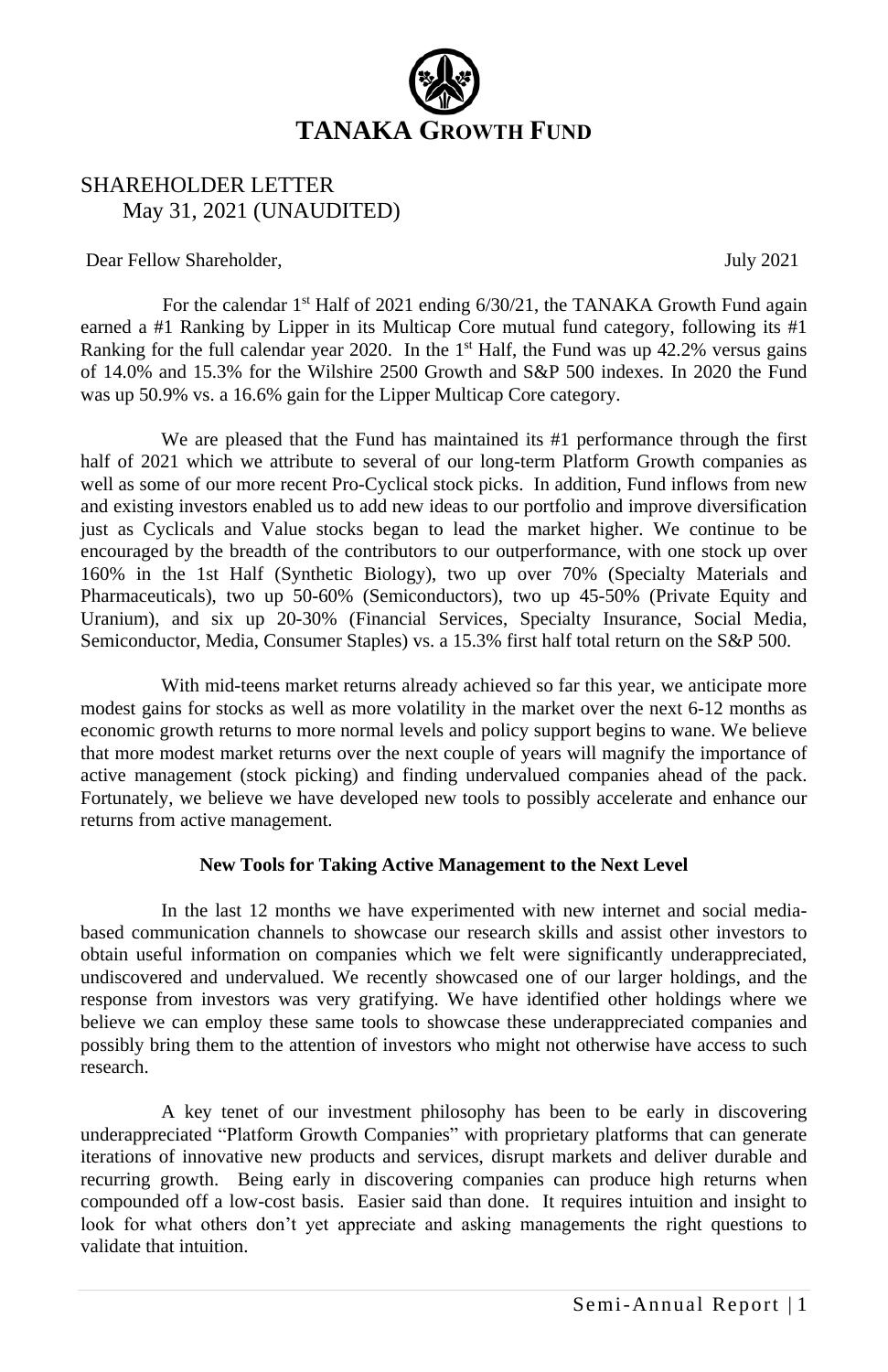# TANAKA GROWTH FUND

## SHAREHOLDER LETTER
May 31, 2021 (UNAUDITED)

Dear Fellow Shareholder, July 2021

For the calendar 1st Half of 2021 ending 6/30/21, the TANAKA Growth Fund again earned a #1 Ranking by Lipper in its Multicap Core mutual fund category, following its #1 Ranking for the full calendar year 2020. In the 1st Half, the Fund was up 42.2% versus gains of 14.0% and 15.3% for the Wilshire 2500 Growth and S&P 500 indexes. In 2020 the Fund was up 50.9% vs. a 16.6% gain for the Lipper Multicap Core category.

We are pleased that the Fund has maintained its #1 performance through the first half of 2021 which we attribute to several of our long-term Platform Growth companies as well as some of our more recent Pro-Cyclical stock picks. In addition, Fund inflows from new and existing investors enabled us to add new ideas to our portfolio and improve diversification just as Cyclicals and Value stocks began to lead the market higher. We continue to be encouraged by the breadth of the contributors to our outperformance, with one stock up over 160% in the 1st Half (Synthetic Biology), two up over 70% (Specialty Materials and Pharmaceuticals), two up 50-60% (Semiconductors), two up 45-50% (Private Equity and Uranium), and six up 20-30% (Financial Services, Specialty Insurance, Social Media, Semiconductor, Media, Consumer Staples) vs. a 15.3% first half total return on the S&P 500.

With mid-teens market returns already achieved so far this year, we anticipate more modest gains for stocks as well as more volatility in the market over the next 6-12 months as economic growth returns to more normal levels and policy support begins to wane. We believe that more modest market returns over the next couple of years will magnify the importance of active management (stock picking) and finding undervalued companies ahead of the pack. Fortunately, we believe we have developed new tools to possibly accelerate and enhance our returns from active management.

**New Tools for Taking Active Management to the Next Level**

In the last 12 months we have experimented with new internet and social media-based communication channels to showcase our research skills and assist other investors to obtain useful information on companies which we felt were significantly underappreciated, undiscovered and undervalued. We recently showcased one of our larger holdings, and the response from investors was very gratifying. We have identified other holdings where we believe we can employ these same tools to showcase these underappreciated companies and possibly bring them to the attention of investors who might not otherwise have access to such research.

A key tenet of our investment philosophy has been to be early in discovering underappreciated "Platform Growth Companies" with proprietary platforms that can generate iterations of innovative new products and services, disrupt markets and deliver durable and recurring growth. Being early in discovering companies can produce high returns when compounded off a low-cost basis. Easier said than done. It requires intuition and insight to look for what others don't yet appreciate and asking managements the right questions to validate that intuition.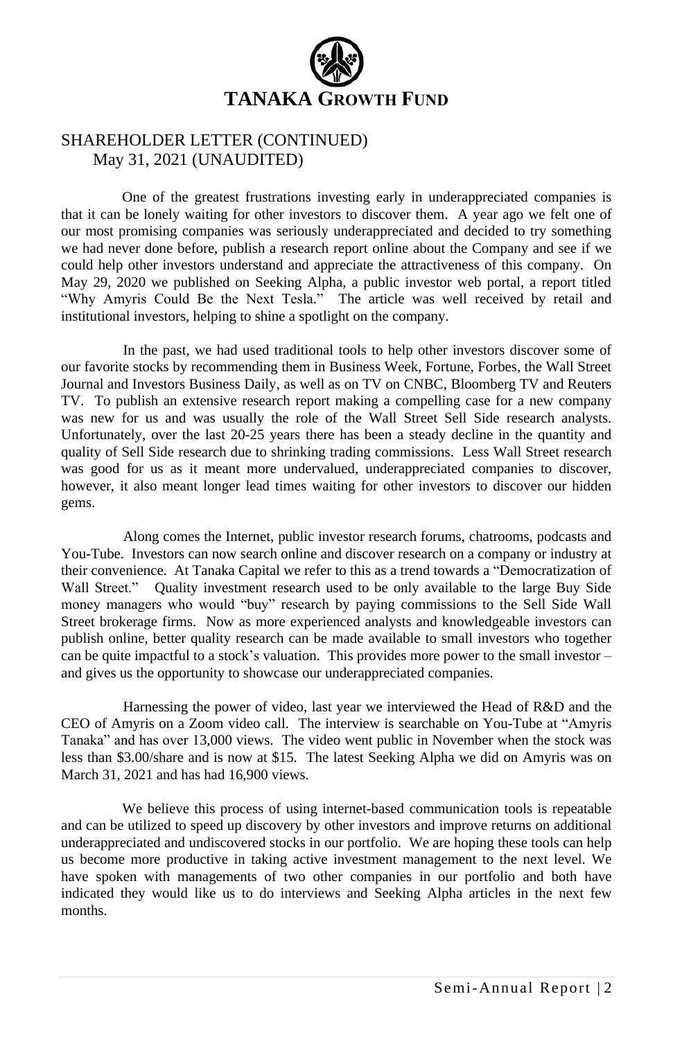# TANAKA GROWTH FUND

## SHAREHOLDER LETTER (CONTINUED)
May 31, 2021 (UNAUDITED)

One of the greatest frustrations investing early in underappreciated companies is that it can be lonely waiting for other investors to discover them. A year ago we felt one of our most promising companies was seriously underappreciated and decided to try something we had never done before, publish a research report online about the Company and see if we could help other investors understand and appreciate the attractiveness of this company. On May 29, 2020 we published on Seeking Alpha, a public investor web portal, a report titled "Why Amyris Could Be the Next Tesla." The article was well received by retail and institutional investors, helping to shine a spotlight on the company.

In the past, we had used traditional tools to help other investors discover some of our favorite stocks by recommending them in Business Week, Fortune, Forbes, the Wall Street Journal and Investors Business Daily, as well as on TV on CNBC, Bloomberg TV and Reuters TV. To publish an extensive research report making a compelling case for a new company was new for us and was usually the role of the Wall Street Sell Side research analysts. Unfortunately, over the last 20-25 years there has been a steady decline in the quantity and quality of Sell Side research due to shrinking trading commissions. Less Wall Street research was good for us as it meant more undervalued, underappreciated companies to discover, however, it also meant longer lead times waiting for other investors to discover our hidden gems.

Along comes the Internet, public investor research forums, chatrooms, podcasts and You-Tube. Investors can now search online and discover research on a company or industry at their convenience. At Tanaka Capital we refer to this as a trend towards a "Democratization of Wall Street." Quality investment research used to be only available to the large Buy Side money managers who would "buy" research by paying commissions to the Sell Side Wall Street brokerage firms. Now as more experienced analysts and knowledgeable investors can publish online, better quality research can be made available to small investors who together can be quite impactful to a stock's valuation. This provides more power to the small investor – and gives us the opportunity to showcase our underappreciated companies.

Harnessing the power of video, last year we interviewed the Head of R&D and the CEO of Amyris on a Zoom video call. The interview is searchable on You-Tube at "Amyris Tanaka" and has over 13,000 views. The video went public in November when the stock was less than $3.00/share and is now at $15. The latest Seeking Alpha we did on Amyris was on March 31, 2021 and has had 16,900 views.

We believe this process of using internet-based communication tools is repeatable and can be utilized to speed up discovery by other investors and improve returns on additional underappreciated and undiscovered stocks in our portfolio. We are hoping these tools can help us become more productive in taking active investment management to the next level. We have spoken with managements of two other companies in our portfolio and both have indicated they would like us to do interviews and Seeking Alpha articles in the next few months.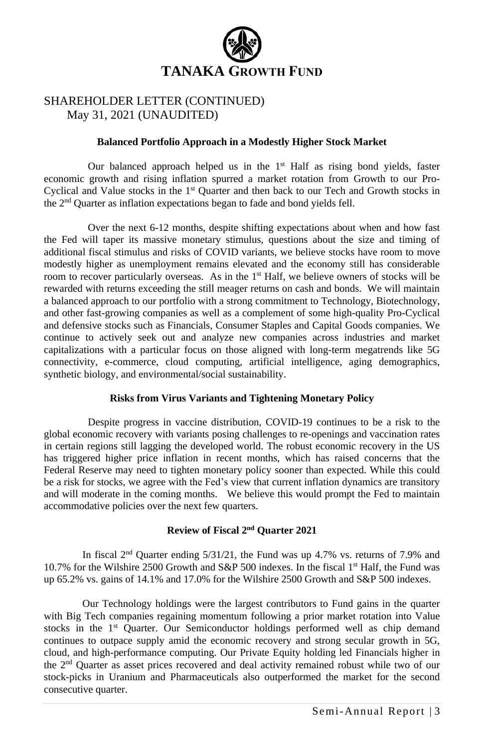# TANAKA GROWTH FUND

## SHAREHOLDER LETTER (CONTINUED)
May 31, 2021 (UNAUDITED)

### Balanced Portfolio Approach in a Modestly Higher Stock Market

Our balanced approach helped us in the 1st Half as rising bond yields, faster economic growth and rising inflation spurred a market rotation from Growth to our Pro-Cyclical and Value stocks in the 1st Quarter and then back to our Tech and Growth stocks in the 2nd Quarter as inflation expectations began to fade and bond yields fell.

Over the next 6-12 months, despite shifting expectations about when and how fast the Fed will taper its massive monetary stimulus, questions about the size and timing of additional fiscal stimulus and risks of COVID variants, we believe stocks have room to move modestly higher as unemployment remains elevated and the economy still has considerable room to recover particularly overseas. As in the 1st Half, we believe owners of stocks will be rewarded with returns exceeding the still meager returns on cash and bonds. We will maintain a balanced approach to our portfolio with a strong commitment to Technology, Biotechnology, and other fast-growing companies as well as a complement of some high-quality Pro-Cyclical and defensive stocks such as Financials, Consumer Staples and Capital Goods companies. We continue to actively seek out and analyze new companies across industries and market capitalizations with a particular focus on those aligned with long-term megatrends like 5G connectivity, e-commerce, cloud computing, artificial intelligence, aging demographics, synthetic biology, and environmental/social sustainability.

### Risks from Virus Variants and Tightening Monetary Policy

Despite progress in vaccine distribution, COVID-19 continues to be a risk to the global economic recovery with variants posing challenges to re-openings and vaccination rates in certain regions still lagging the developed world. The robust economic recovery in the US has triggered higher price inflation in recent months, which has raised concerns that the Federal Reserve may need to tighten monetary policy sooner than expected. While this could be a risk for stocks, we agree with the Fed's view that current inflation dynamics are transitory and will moderate in the coming months. We believe this would prompt the Fed to maintain accommodative policies over the next few quarters.

### Review of Fiscal 2nd Quarter 2021

In fiscal 2nd Quarter ending 5/31/21, the Fund was up 4.7% vs. returns of 7.9% and 10.7% for the Wilshire 2500 Growth and S&P 500 indexes. In the fiscal 1st Half, the Fund was up 65.2% vs. gains of 14.1% and 17.0% for the Wilshire 2500 Growth and S&P 500 indexes.

Our Technology holdings were the largest contributors to Fund gains in the quarter with Big Tech companies regaining momentum following a prior market rotation into Value stocks in the 1st Quarter. Our Semiconductor holdings performed well as chip demand continues to outpace supply amid the economic recovery and strong secular growth in 5G, cloud, and high-performance computing. Our Private Equity holding led Financials higher in the 2nd Quarter as asset prices recovered and deal activity remained robust while two of our stock-picks in Uranium and Pharmaceuticals also outperformed the market for the second consecutive quarter.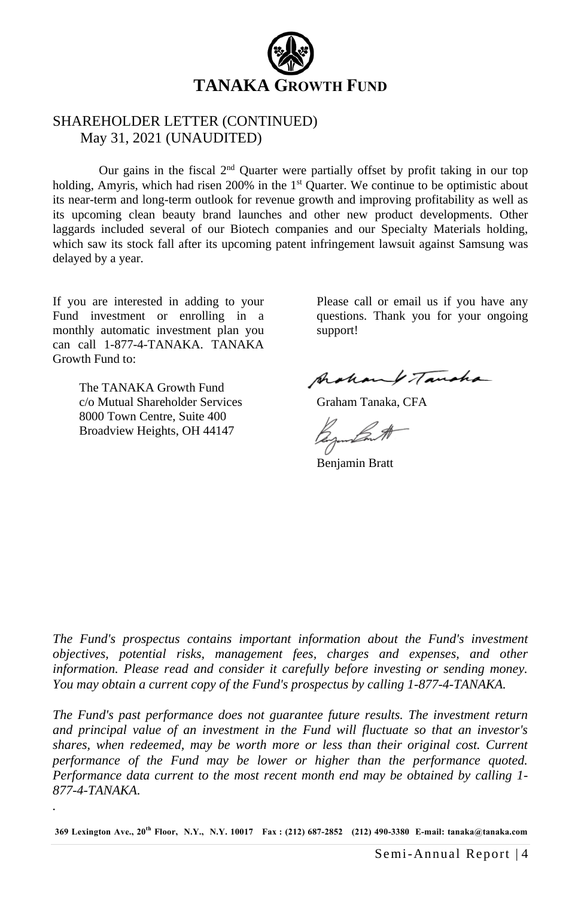# TANAKA GROWTH FUND

## SHAREHOLDER LETTER (CONTINUED)
May 31, 2021 (UNAUDITED)

Our gains in the fiscal 2nd Quarter were partially offset by profit taking in our top holding, Amyris, which had risen 200% in the 1st Quarter. We continue to be optimistic about its near-term and long-term outlook for revenue growth and improving profitability as well as its upcoming clean beauty brand launches and other new product developments. Other laggards included several of our Biotech companies and our Specialty Materials holding, which saw its stock fall after its upcoming patent infringement lawsuit against Samsung was delayed by a year.

If you are interested in adding to your Fund investment or enrolling in a monthly automatic investment plan you can call 1-877-4-TANAKA. TANAKA Growth Fund to:

The TANAKA Growth Fund
c/o Mutual Shareholder Services
8000 Town Centre, Suite 400
Broadview Heights, OH 44147

Please call or email us if you have any questions. Thank you for your ongoing support!

Graham Tanaka, CFA

Benjamin Bratt

*The Fund's prospectus contains important information about the Fund's investment objectives, potential risks, management fees, charges and expenses, and other information. Please read and consider it carefully before investing or sending money. You may obtain a current copy of the Fund's prospectus by calling 1-877-4-TANAKA.*

*The Fund's past performance does not guarantee future results. The investment return and principal value of an investment in the Fund will fluctuate so that an investor's shares, when redeemed, may be worth more or less than their original cost. Current performance of the Fund may be lower or higher than the performance quoted. Performance data current to the most recent month end may be obtained by calling 1-877-4-TANAKA.*

**369 Lexington Ave., 20th Floor, N.Y., N.Y. 10017 Fax : (212) 687-2852 (212) 490-3380 E-mail: tanaka@tanaka.com**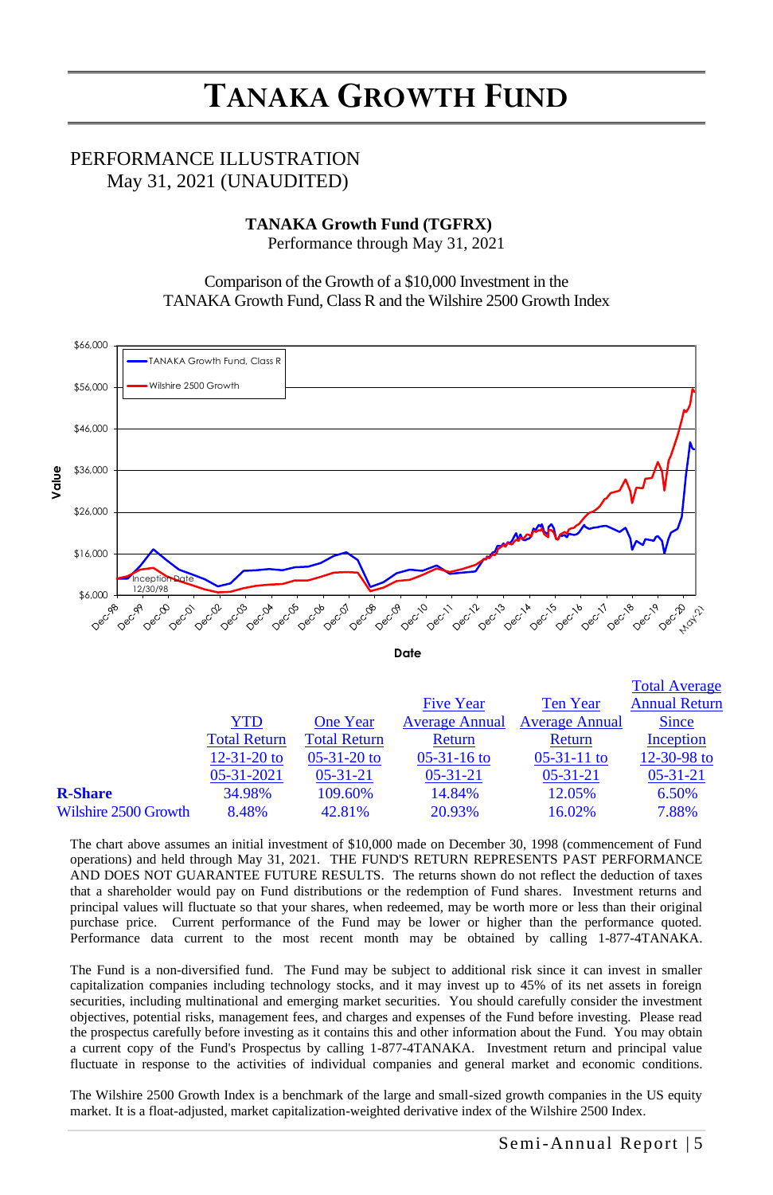# TANAKA GROWTH FUND

PERFORMANCE ILLUSTRATION
May 31, 2021 (UNAUDITED)

**TANAKA Growth Fund (TGFRX)**
Performance through May 31, 2021

Comparison of the Growth of a $10,000 Investment in the TANAKA Growth Fund, Class R and the Wilshire 2500 Growth Index

| | YTD Total Return 12-31-20 to 05-31-2021 | One Year Total Return 05-31-20 to 05-31-21 | Five Year Average Annual Return 05-31-16 to 05-31-21 | Ten Year Average Annual Return 05-31-11 to 05-31-21 | Total Average Annual Return Since Inception 12-30-98 to 05-31-21 |
|---|---|---|---|---|---|
| **R-Share** | 34.98% | 109.60% | 14.84% | 12.05% | 6.50% |
| Wilshire 2500 Growth | 8.48% | 42.81% | 20.93% | 16.02% | 7.88% |

The chart above assumes an initial investment of $10,000 made on December 30, 1998 (commencement of Fund operations) and held through May 31, 2021. THE FUND'S RETURN REPRESENTS PAST PERFORMANCE AND DOES NOT GUARANTEE FUTURE RESULTS. The returns shown do not reflect the deduction of taxes that a shareholder would pay on Fund distributions or the redemption of Fund shares. Investment returns and principal values will fluctuate so that your shares, when redeemed, may be worth more or less than their original purchase price. Current performance of the Fund may be lower or higher than the performance quoted. Performance data current to the most recent month may be obtained by calling 1-877-4TANAKA.

The Fund is a non-diversified fund. The Fund may be subject to additional risk since it can invest in smaller capitalization companies including technology stocks, and it may invest up to 45% of its net assets in foreign securities, including multinational and emerging market securities. You should carefully consider the investment objectives, potential risks, management fees, and charges and expenses of the Fund before investing. Please read the prospectus carefully before investing as it contains this and other information about the Fund. You may obtain a current copy of the Fund's Prospectus by calling 1-877-4TANAKA. Investment return and principal value fluctuate in response to the activities of individual companies and general market and economic conditions.

The Wilshire 2500 Growth Index is a benchmark of the large and small-sized growth companies in the US equity market. It is a float-adjusted, market capitalization-weighted derivative index of the Wilshire 2500 Index.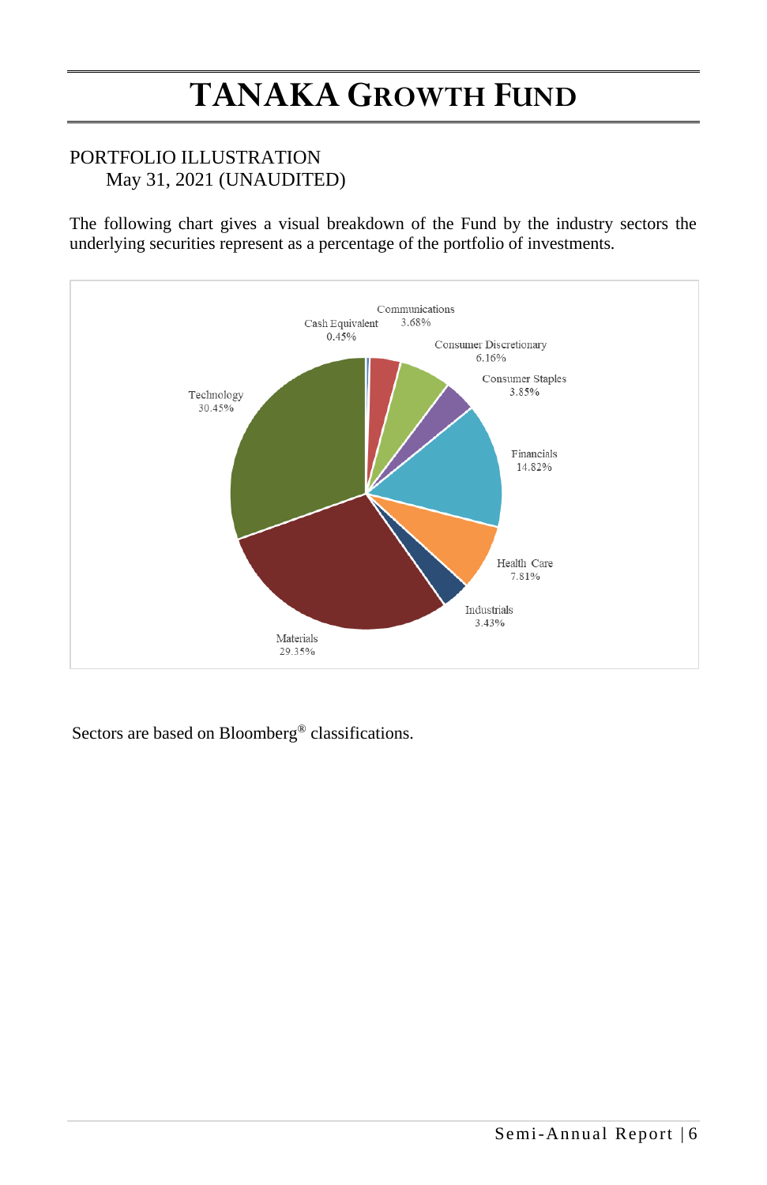# TANAKA GROWTH FUND

PORTFOLIO ILLUSTRATION
May 31, 2021 (UNAUDITED)

The following chart gives a visual breakdown of the Fund by the industry sectors the underlying securities represent as a percentage of the portfolio of investments.

| Sector | Percentage |
|---|---|
| Cash Equivalent | 0.45% |
| Communications | 3.68% |
| Consumer Discretionary | 6.16% |
| Consumer Staples | 3.85% |
| Financials | 14.82% |
| Health Care | 7.81% |
| Industrials | 3.43% |
| Materials | 29.35% |
| Technology | 30.45% |

Sectors are based on Bloomberg® classifications.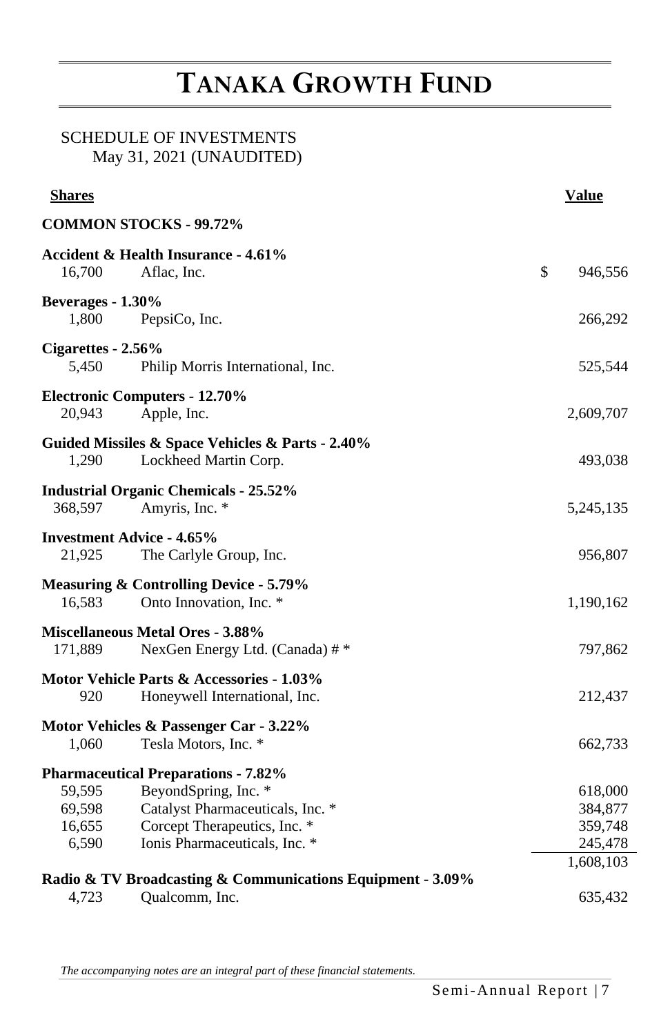# TANAKA GROWTH FUND

SCHEDULE OF INVESTMENTS
May 31, 2021 (UNAUDITED)

| Shares | | Value |
|---|---|---|
| **COMMON STOCKS - 99.72%** | | |
| **Accident & Health Insurance - 4.61%** | | |
| 16,700 | Aflac, Inc. | $ 946,556 |
| **Beverages - 1.30%** | | |
| 1,800 | PepsiCo, Inc. | 266,292 |
| **Cigarettes - 2.56%** | | |
| 5,450 | Philip Morris International, Inc. | 525,544 |
| **Electronic Computers - 12.70%** | | |
| 20,943 | Apple, Inc. | 2,609,707 |
| **Guided Missiles & Space Vehicles & Parts - 2.40%** | | |
| 1,290 | Lockheed Martin Corp. | 493,038 |
| **Industrial Organic Chemicals - 25.52%** | | |
| 368,597 | Amyris, Inc. * | 5,245,135 |
| **Investment Advice - 4.65%** | | |
| 21,925 | The Carlyle Group, Inc. | 956,807 |
| **Measuring & Controlling Device - 5.79%** | | |
| 16,583 | Onto Innovation, Inc. * | 1,190,162 |
| **Miscellaneous Metal Ores - 3.88%** | | |
| 171,889 | NexGen Energy Ltd. (Canada) # * | 797,862 |
| **Motor Vehicle Parts & Accessories - 1.03%** | | |
| 920 | Honeywell International, Inc. | 212,437 |
| **Motor Vehicles & Passenger Car - 3.22%** | | |
| 1,060 | Tesla Motors, Inc. * | 662,733 |
| **Pharmaceutical Preparations - 7.82%** | | |
| 59,595 | BeyondSpring, Inc. * | 618,000 |
| 69,598 | Catalyst Pharmaceuticals, Inc. * | 384,877 |
| 16,655 | Corcept Therapeutics, Inc. * | 359,748 |
| 6,590 | Ionis Pharmaceuticals, Inc. * | 245,478 |
| | | 1,608,103 |
| **Radio & TV Broadcasting & Communications Equipment - 3.09%** | | |
| 4,723 | Qualcomm, Inc. | 635,432 |

*The accompanying notes are an integral part of these financial statements.*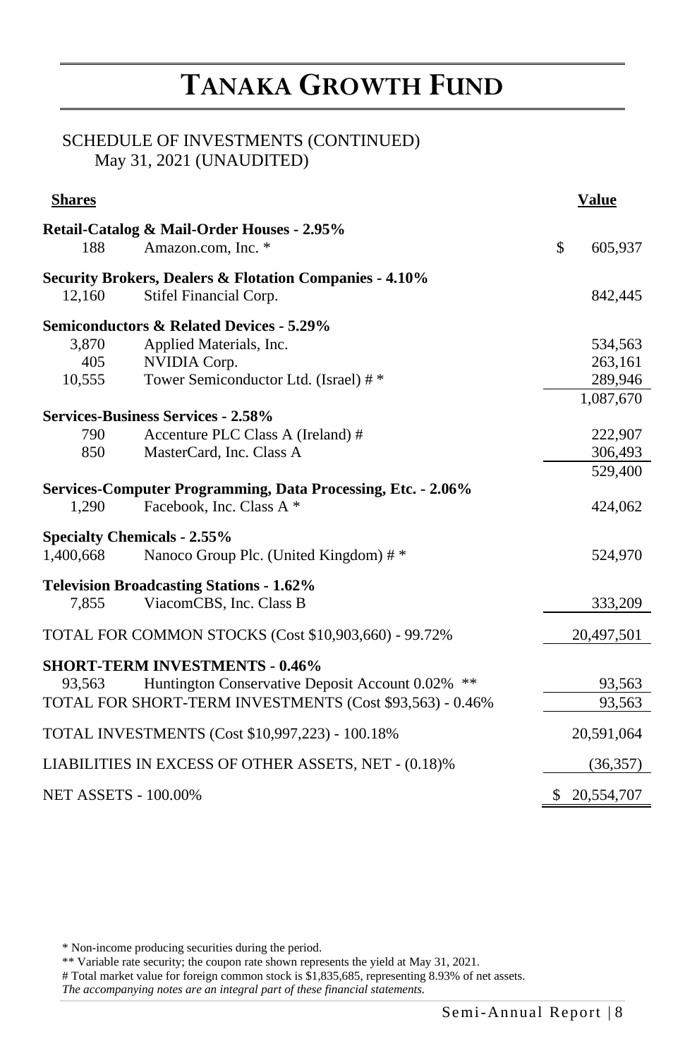# TANAKA GROWTH FUND

SCHEDULE OF INVESTMENTS (CONTINUED)
May 31, 2021 (UNAUDITED)

| Shares | | Value |
|---|---|---|
| **Retail-Catalog & Mail-Order Houses - 2.95%** | | |
| 188 | Amazon.com, Inc. * | $ 605,937 |
| **Security Brokers, Dealers & Flotation Companies - 4.10%** | | |
| 12,160 | Stifel Financial Corp. | 842,445 |
| **Semiconductors & Related Devices - 5.29%** | | |
| 3,870 | Applied Materials, Inc. | 534,563 |
| 405 | NVIDIA Corp. | 263,161 |
| 10,555 | Tower Semiconductor Ltd. (Israel) # * | 289,946 |
| | | 1,087,670 |
| **Services-Business Services - 2.58%** | | |
| 790 | Accenture PLC Class A (Ireland) # | 222,907 |
| 850 | MasterCard, Inc. Class A | 306,493 |
| | | 529,400 |
| **Services-Computer Programming, Data Processing, Etc. - 2.06%** | | |
| 1,290 | Facebook, Inc. Class A * | 424,062 |
| **Specialty Chemicals - 2.55%** | | |
| 1,400,668 | Nanoco Group Plc. (United Kingdom) # * | 524,970 |
| **Television Broadcasting Stations - 1.62%** | | |
| 7,855 | ViacomCBS, Inc. Class B | 333,209 |
| TOTAL FOR COMMON STOCKS (Cost $10,903,660) - 99.72% | | 20,497,501 |
| **SHORT-TERM INVESTMENTS - 0.46%** | | |
| 93,563 | Huntington Conservative Deposit Account 0.02% ** | 93,563 |
| TOTAL FOR SHORT-TERM INVESTMENTS (Cost $93,563) - 0.46% | | 93,563 |
| TOTAL INVESTMENTS (Cost $10,997,223) - 100.18% | | 20,591,064 |
| LIABILITIES IN EXCESS OF OTHER ASSETS, NET - (0.18)% | | (36,357) |
| NET ASSETS - 100.00% | | $ 20,554,707 |

\* Non-income producing securities during the period.
** Variable rate security; the coupon rate shown represents the yield at May 31, 2021.
# Total market value for foreign common stock is $1,835,685, representing 8.93% of net assets.
*The accompanying notes are an integral part of these financial statements.*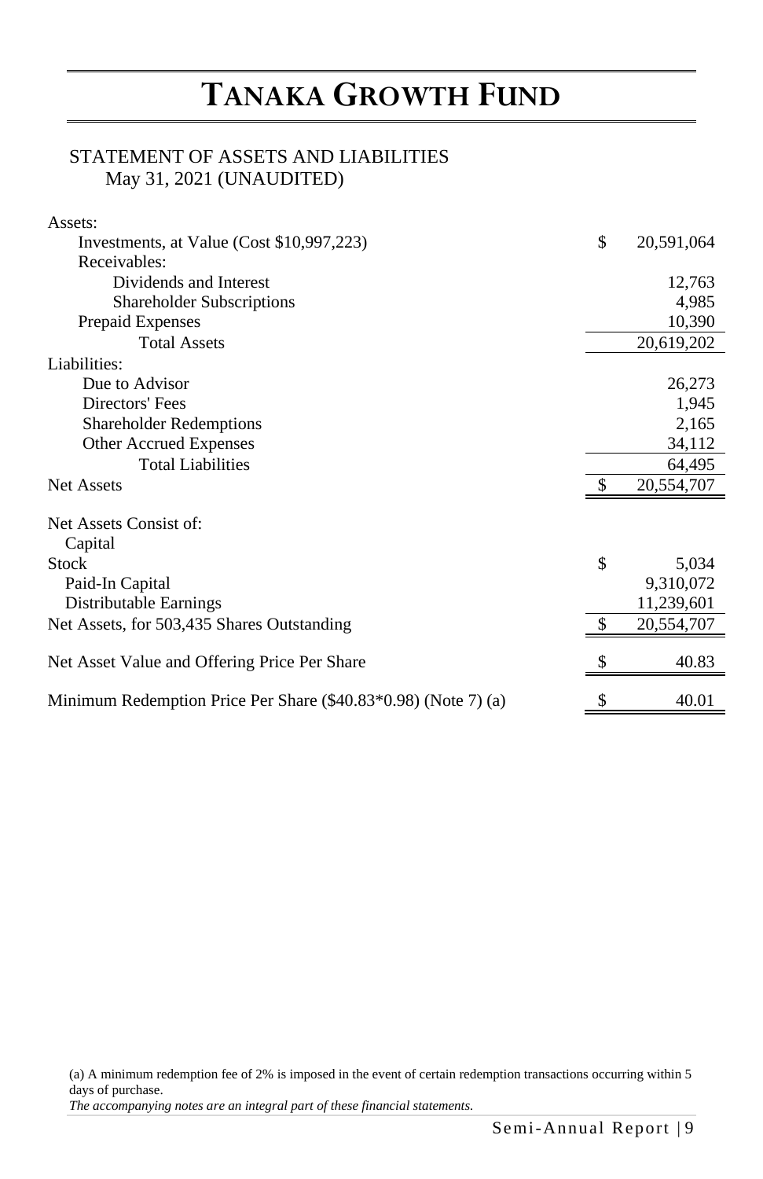# TANAKA GROWTH FUND

## STATEMENT OF ASSETS AND LIABILITIES
May 31, 2021 (UNAUDITED)

| | | |
|---|---|---|
| Assets: | | |
| Investments, at Value (Cost $10,997,223) | $ | 20,591,064 |
| Receivables: | | |
| Dividends and Interest | | 12,763 |
| Shareholder Subscriptions | | 4,985 |
| Prepaid Expenses | | 10,390 |
| Total Assets | | 20,619,202 |
| Liabilities: | | |
| Due to Advisor | | 26,273 |
| Directors' Fees | | 1,945 |
| Shareholder Redemptions | | 2,165 |
| Other Accrued Expenses | | 34,112 |
| Total Liabilities | | 64,495 |
| Net Assets | $ | 20,554,707 |
| | | |
| Net Assets Consist of: | | |
| Capital | | |
| Stock | $ | 5,034 |
| Paid-In Capital | | 9,310,072 |
| Distributable Earnings | | 11,239,601 |
| Net Assets, for 503,435 Shares Outstanding | $ | 20,554,707 |
| | | |
| Net Asset Value and Offering Price Per Share | $ | 40.83 |
| | | |
| Minimum Redemption Price Per Share ($40.83*0.98) (Note 7) (a) | $ | 40.01 |

(a) A minimum redemption fee of 2% is imposed in the event of certain redemption transactions occurring within 5 days of purchase.

*The accompanying notes are an integral part of these financial statements.*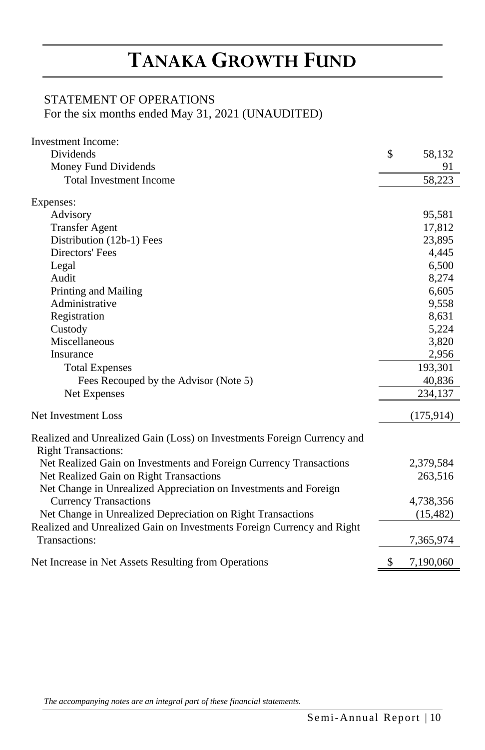# TANAKA GROWTH FUND

STATEMENT OF OPERATIONS
For the six months ended May 31, 2021 (UNAUDITED)

| | |
|---|---|
| Investment Income: | |
| Dividends | $ 58,132 |
| Money Fund Dividends | 91 |
| Total Investment Income | 58,223 |
| | |
| Expenses: | |
| Advisory | 95,581 |
| Transfer Agent | 17,812 |
| Distribution (12b-1) Fees | 23,895 |
| Directors' Fees | 4,445 |
| Legal | 6,500 |
| Audit | 8,274 |
| Printing and Mailing | 6,605 |
| Administrative | 9,558 |
| Registration | 8,631 |
| Custody | 5,224 |
| Miscellaneous | 3,820 |
| Insurance | 2,956 |
| Total Expenses | 193,301 |
| Fees Recouped by the Advisor (Note 5) | 40,836 |
| Net Expenses | 234,137 |
| | |
| Net Investment Loss | (175,914) |
| | |
| Realized and Unrealized Gain (Loss) on Investments Foreign Currency and Right Transactions: | |
| Net Realized Gain on Investments and Foreign Currency Transactions | 2,379,584 |
| Net Realized Gain on Right Transactions | 263,516 |
| Net Change in Unrealized Appreciation on Investments and Foreign Currency Transactions | 4,738,356 |
| Net Change in Unrealized Depreciation on Right Transactions | (15,482) |
| Realized and Unrealized Gain on Investments Foreign Currency and Right Transactions: | 7,365,974 |
| | |
| Net Increase in Net Assets Resulting from Operations | $ 7,190,060 |

*The accompanying notes are an integral part of these financial statements.*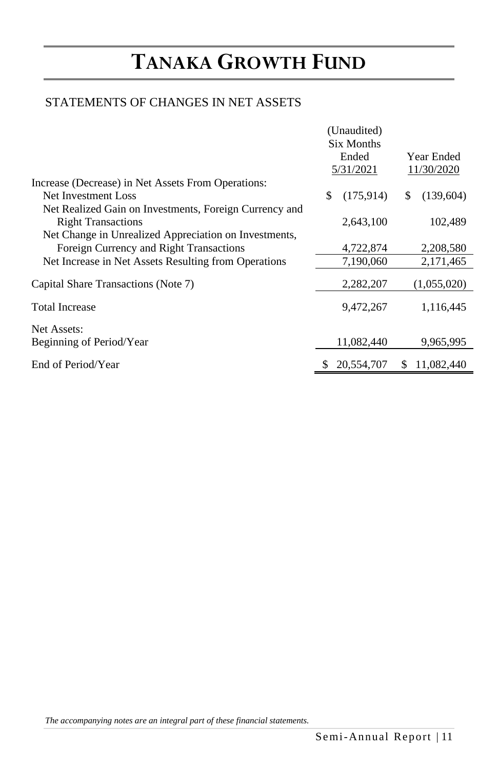# TANAKA GROWTH FUND

## STATEMENTS OF CHANGES IN NET ASSETS

| | (Unaudited) Six Months Ended 5/31/2021 | Year Ended 11/30/2020 |
|---|---|---|
| Increase (Decrease) in Net Assets From Operations: | | |
| Net Investment Loss | $ (175,914) | $ (139,604) |
| Net Realized Gain on Investments, Foreign Currency and Right Transactions | 2,643,100 | 102,489 |
| Net Change in Unrealized Appreciation on Investments, Foreign Currency and Right Transactions | 4,722,874 | 2,208,580 |
| Net Increase in Net Assets Resulting from Operations | 7,190,060 | 2,171,465 |
| Capital Share Transactions (Note 7) | 2,282,207 | (1,055,020) |
| Total Increase | 9,472,267 | 1,116,445 |
| Net Assets: | | |
| Beginning of Period/Year | 11,082,440 | 9,965,995 |
| End of Period/Year | $ 20,554,707 | $ 11,082,440 |

*The accompanying notes are an integral part of these financial statements.*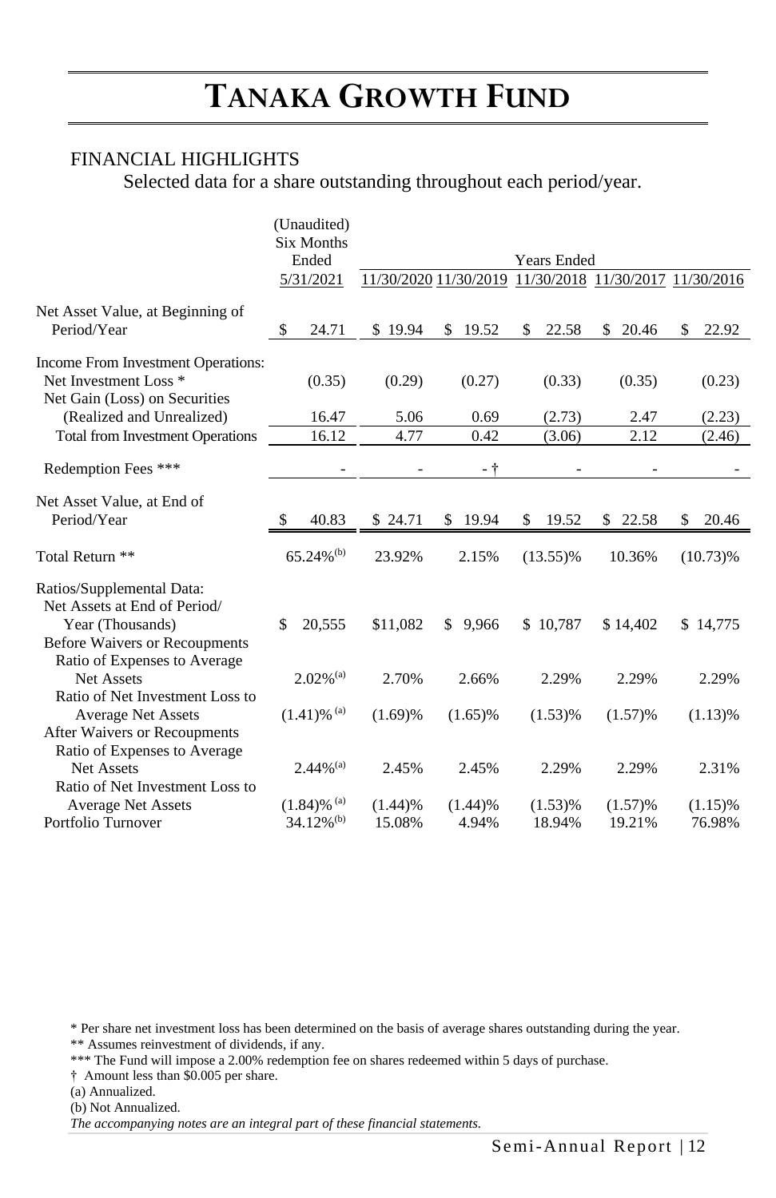# TANAKA GROWTH FUND

FINANCIAL HIGHLIGHTS

Selected data for a share outstanding throughout each period/year.

| | (Unaudited) Six Months Ended | Years Ended | | | | |
|---|---|---|---|---|---|---|
| | 5/31/2021 | 11/30/2020 | 11/30/2019 | 11/30/2018 | 11/30/2017 | 11/30/2016 |
| Net Asset Value, at Beginning of Period/Year | $ 24.71 | $ 19.94 | $ 19.52 | $ 22.58 | $ 20.46 | $ 22.92 |
| Income From Investment Operations: | | | | | | |
| Net Investment Loss * | (0.35) | (0.29) | (0.27) | (0.33) | (0.35) | (0.23) |
| Net Gain (Loss) on Securities (Realized and Unrealized) | 16.47 | 5.06 | 0.69 | (2.73) | 2.47 | (2.23) |
| Total from Investment Operations | 16.12 | 4.77 | 0.42 | (3.06) | 2.12 | (2.46) |
| Redemption Fees *** | - | - | - † | - | - | - |
| Net Asset Value, at End of Period/Year | $ 40.83 | $ 24.71 | $ 19.94 | $ 19.52 | $ 22.58 | $ 20.46 |
| Total Return ** | 65.24%(b) | 23.92% | 2.15% | (13.55)% | 10.36% | (10.73)% |
| Ratios/Supplemental Data: | | | | | | |
| Net Assets at End of Period/ Year (Thousands) | $ 20,555 | $11,082 | $ 9,966 | $ 10,787 | $ 14,402 | $ 14,775 |
| Before Waivers or Recoupments | | | | | | |
| Ratio of Expenses to Average Net Assets | 2.02%(a) | 2.70% | 2.66% | 2.29% | 2.29% | 2.29% |
| Ratio of Net Investment Loss to Average Net Assets | (1.41)% (a) | (1.69)% | (1.65)% | (1.53)% | (1.57)% | (1.13)% |
| After Waivers or Recoupments | | | | | | |
| Ratio of Expenses to Average Net Assets | 2.44%(a) | 2.45% | 2.45% | 2.29% | 2.29% | 2.31% |
| Ratio of Net Investment Loss to Average Net Assets | (1.84)% (a) | (1.44)% | (1.44)% | (1.53)% | (1.57)% | (1.15)% |
| Portfolio Turnover | 34.12%(b) | 15.08% | 4.94% | 18.94% | 19.21% | 76.98% |

\* Per share net investment loss has been determined on the basis of average shares outstanding during the year.
** Assumes reinvestment of dividends, if any.
*** The Fund will impose a 2.00% redemption fee on shares redeemed within 5 days of purchase.
† Amount less than $0.005 per share.
(a) Annualized.
(b) Not Annualized.

*The accompanying notes are an integral part of these financial statements.*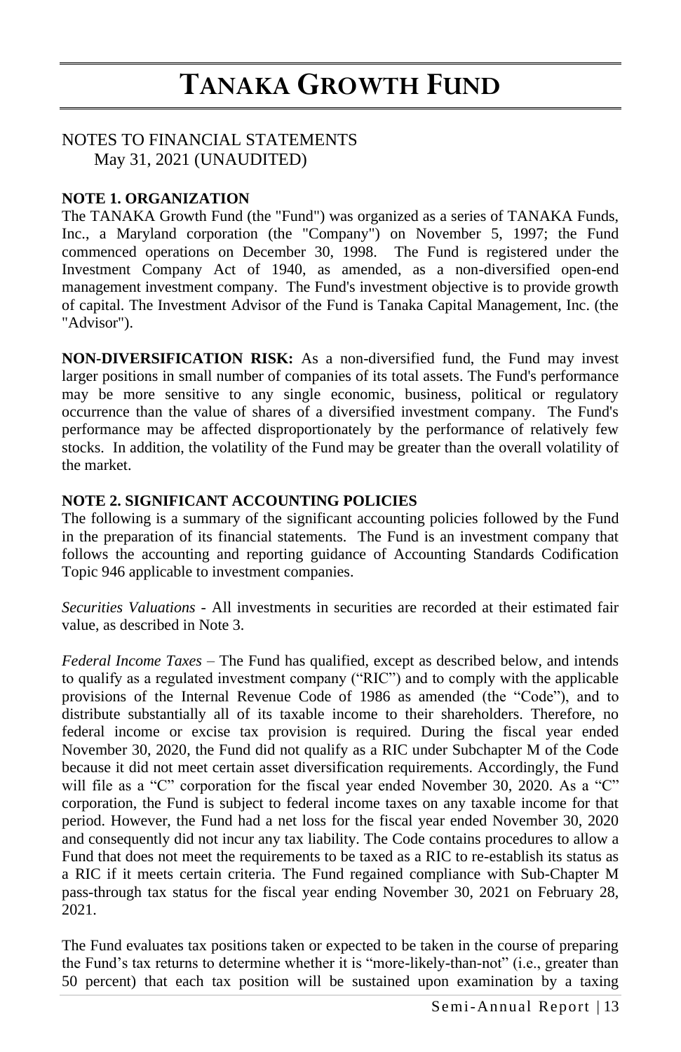# TANAKA GROWTH FUND

NOTES TO FINANCIAL STATEMENTS
May 31, 2021 (UNAUDITED)

**NOTE 1. ORGANIZATION**

The TANAKA Growth Fund (the "Fund") was organized as a series of TANAKA Funds, Inc., a Maryland corporation (the "Company") on November 5, 1997; the Fund commenced operations on December 30, 1998. The Fund is registered under the Investment Company Act of 1940, as amended, as a non-diversified open-end management investment company. The Fund's investment objective is to provide growth of capital. The Investment Advisor of the Fund is Tanaka Capital Management, Inc. (the "Advisor").

**NON-DIVERSIFICATION RISK:** As a non-diversified fund, the Fund may invest larger positions in small number of companies of its total assets. The Fund's performance may be more sensitive to any single economic, business, political or regulatory occurrence than the value of shares of a diversified investment company. The Fund's performance may be affected disproportionately by the performance of relatively few stocks. In addition, the volatility of the Fund may be greater than the overall volatility of the market.

**NOTE 2. SIGNIFICANT ACCOUNTING POLICIES**

The following is a summary of the significant accounting policies followed by the Fund in the preparation of its financial statements. The Fund is an investment company that follows the accounting and reporting guidance of Accounting Standards Codification Topic 946 applicable to investment companies.

*Securities Valuations* - All investments in securities are recorded at their estimated fair value, as described in Note 3.

*Federal Income Taxes* – The Fund has qualified, except as described below, and intends to qualify as a regulated investment company ("RIC") and to comply with the applicable provisions of the Internal Revenue Code of 1986 as amended (the "Code"), and to distribute substantially all of its taxable income to their shareholders. Therefore, no federal income or excise tax provision is required. During the fiscal year ended November 30, 2020, the Fund did not qualify as a RIC under Subchapter M of the Code because it did not meet certain asset diversification requirements. Accordingly, the Fund will file as a "C" corporation for the fiscal year ended November 30, 2020. As a "C" corporation, the Fund is subject to federal income taxes on any taxable income for that period. However, the Fund had a net loss for the fiscal year ended November 30, 2020 and consequently did not incur any tax liability. The Code contains procedures to allow a Fund that does not meet the requirements to be taxed as a RIC to re-establish its status as a RIC if it meets certain criteria. The Fund regained compliance with Sub-Chapter M pass-through tax status for the fiscal year ending November 30, 2021 on February 28, 2021.

The Fund evaluates tax positions taken or expected to be taken in the course of preparing the Fund's tax returns to determine whether it is "more-likely-than-not" (i.e., greater than 50 percent) that each tax position will be sustained upon examination by a taxing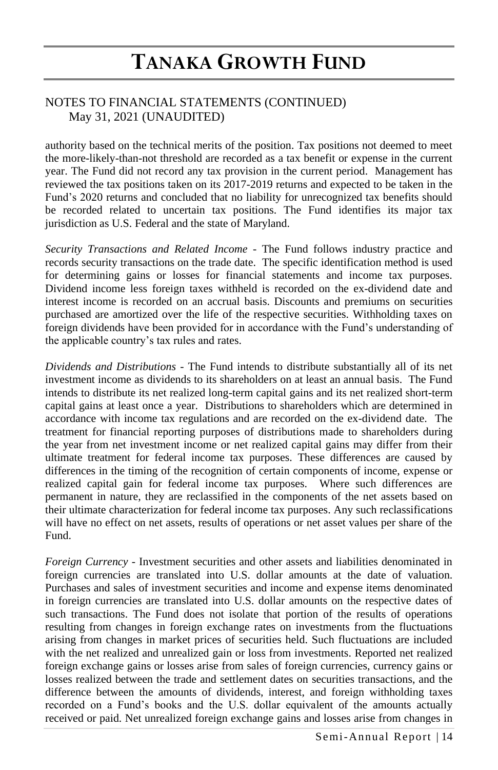NOTES TO FINANCIAL STATEMENTS (CONTINUED)
May 31, 2021 (UNAUDITED)

authority based on the technical merits of the position. Tax positions not deemed to meet the more-likely-than-not threshold are recorded as a tax benefit or expense in the current year. The Fund did not record any tax provision in the current period. Management has reviewed the tax positions taken on its 2017-2019 returns and expected to be taken in the Fund's 2020 returns and concluded that no liability for unrecognized tax benefits should be recorded related to uncertain tax positions. The Fund identifies its major tax jurisdiction as U.S. Federal and the state of Maryland.

*Security Transactions and Related Income* - The Fund follows industry practice and records security transactions on the trade date. The specific identification method is used for determining gains or losses for financial statements and income tax purposes. Dividend income less foreign taxes withheld is recorded on the ex-dividend date and interest income is recorded on an accrual basis. Discounts and premiums on securities purchased are amortized over the life of the respective securities. Withholding taxes on foreign dividends have been provided for in accordance with the Fund's understanding of the applicable country's tax rules and rates.

*Dividends and Distributions* - The Fund intends to distribute substantially all of its net investment income as dividends to its shareholders on at least an annual basis. The Fund intends to distribute its net realized long-term capital gains and its net realized short-term capital gains at least once a year. Distributions to shareholders which are determined in accordance with income tax regulations and are recorded on the ex-dividend date. The treatment for financial reporting purposes of distributions made to shareholders during the year from net investment income or net realized capital gains may differ from their ultimate treatment for federal income tax purposes. These differences are caused by differences in the timing of the recognition of certain components of income, expense or realized capital gain for federal income tax purposes. Where such differences are permanent in nature, they are reclassified in the components of the net assets based on their ultimate characterization for federal income tax purposes. Any such reclassifications will have no effect on net assets, results of operations or net asset values per share of the Fund.

*Foreign Currency* - Investment securities and other assets and liabilities denominated in foreign currencies are translated into U.S. dollar amounts at the date of valuation. Purchases and sales of investment securities and income and expense items denominated in foreign currencies are translated into U.S. dollar amounts on the respective dates of such transactions. The Fund does not isolate that portion of the results of operations resulting from changes in foreign exchange rates on investments from the fluctuations arising from changes in market prices of securities held. Such fluctuations are included with the net realized and unrealized gain or loss from investments. Reported net realized foreign exchange gains or losses arise from sales of foreign currencies, currency gains or losses realized between the trade and settlement dates on securities transactions, and the difference between the amounts of dividends, interest, and foreign withholding taxes recorded on a Fund's books and the U.S. dollar equivalent of the amounts actually received or paid. Net unrealized foreign exchange gains and losses arise from changes in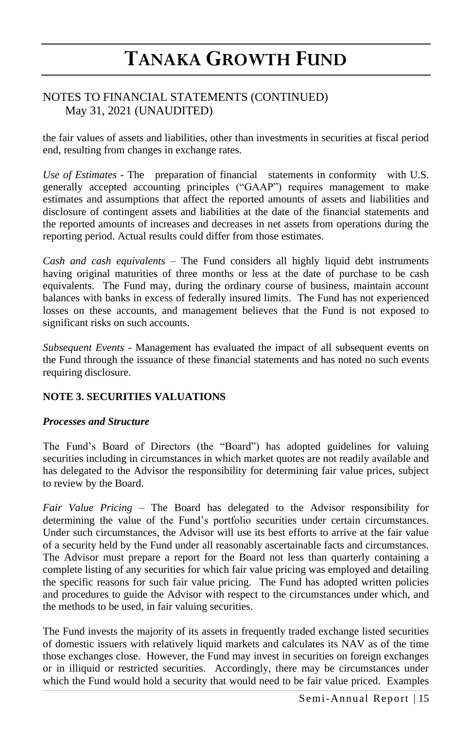## NOTES TO FINANCIAL STATEMENTS (CONTINUED)
May 31, 2021 (UNAUDITED)

the fair values of assets and liabilities, other than investments in securities at fiscal period end, resulting from changes in exchange rates.

*Use of Estimates* - The preparation of financial statements in conformity with U.S. generally accepted accounting principles ("GAAP") requires management to make estimates and assumptions that affect the reported amounts of assets and liabilities and disclosure of contingent assets and liabilities at the date of the financial statements and the reported amounts of increases and decreases in net assets from operations during the reporting period. Actual results could differ from those estimates.

*Cash and cash equivalents* – The Fund considers all highly liquid debt instruments having original maturities of three months or less at the date of purchase to be cash equivalents. The Fund may, during the ordinary course of business, maintain account balances with banks in excess of federally insured limits. The Fund has not experienced losses on these accounts, and management believes that the Fund is not exposed to significant risks on such accounts.

*Subsequent Events* - Management has evaluated the impact of all subsequent events on the Fund through the issuance of these financial statements and has noted no such events requiring disclosure.

**NOTE 3. SECURITIES VALUATIONS**

***Processes and Structure***

The Fund's Board of Directors (the "Board") has adopted guidelines for valuing securities including in circumstances in which market quotes are not readily available and has delegated to the Advisor the responsibility for determining fair value prices, subject to review by the Board.

*Fair Value Pricing* – The Board has delegated to the Advisor responsibility for determining the value of the Fund's portfolio securities under certain circumstances. Under such circumstances, the Advisor will use its best efforts to arrive at the fair value of a security held by the Fund under all reasonably ascertainable facts and circumstances. The Advisor must prepare a report for the Board not less than quarterly containing a complete listing of any securities for which fair value pricing was employed and detailing the specific reasons for such fair value pricing. The Fund has adopted written policies and procedures to guide the Advisor with respect to the circumstances under which, and the methods to be used, in fair valuing securities.

The Fund invests the majority of its assets in frequently traded exchange listed securities of domestic issuers with relatively liquid markets and calculates its NAV as of the time those exchanges close. However, the Fund may invest in securities on foreign exchanges or in illiquid or restricted securities. Accordingly, there may be circumstances under which the Fund would hold a security that would need to be fair value priced. Examples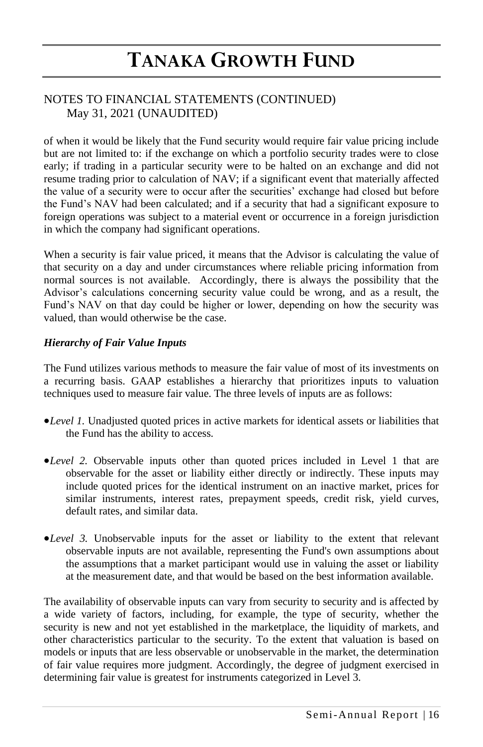of when it would be likely that the Fund security would require fair value pricing include but are not limited to: if the exchange on which a portfolio security trades were to close early; if trading in a particular security were to be halted on an exchange and did not resume trading prior to calculation of NAV; if a significant event that materially affected the value of a security were to occur after the securities' exchange had closed but before the Fund's NAV had been calculated; and if a security that had a significant exposure to foreign operations was subject to a material event or occurrence in a foreign jurisdiction in which the company had significant operations.

When a security is fair value priced, it means that the Advisor is calculating the value of that security on a day and under circumstances where reliable pricing information from normal sources is not available. Accordingly, there is always the possibility that the Advisor's calculations concerning security value could be wrong, and as a result, the Fund's NAV on that day could be higher or lower, depending on how the security was valued, than would otherwise be the case.

***Hierarchy of Fair Value Inputs***

The Fund utilizes various methods to measure the fair value of most of its investments on a recurring basis. GAAP establishes a hierarchy that prioritizes inputs to valuation techniques used to measure fair value. The three levels of inputs are as follows:

- *Level 1.* Unadjusted quoted prices in active markets for identical assets or liabilities that the Fund has the ability to access.
- *Level 2.* Observable inputs other than quoted prices included in Level 1 that are observable for the asset or liability either directly or indirectly. These inputs may include quoted prices for the identical instrument on an inactive market, prices for similar instruments, interest rates, prepayment speeds, credit risk, yield curves, default rates, and similar data.
- *Level 3.* Unobservable inputs for the asset or liability to the extent that relevant observable inputs are not available, representing the Fund's own assumptions about the assumptions that a market participant would use in valuing the asset or liability at the measurement date, and that would be based on the best information available.

The availability of observable inputs can vary from security to security and is affected by a wide variety of factors, including, for example, the type of security, whether the security is new and not yet established in the marketplace, the liquidity of markets, and other characteristics particular to the security. To the extent that valuation is based on models or inputs that are less observable or unobservable in the market, the determination of fair value requires more judgment. Accordingly, the degree of judgment exercised in determining fair value is greatest for instruments categorized in Level 3.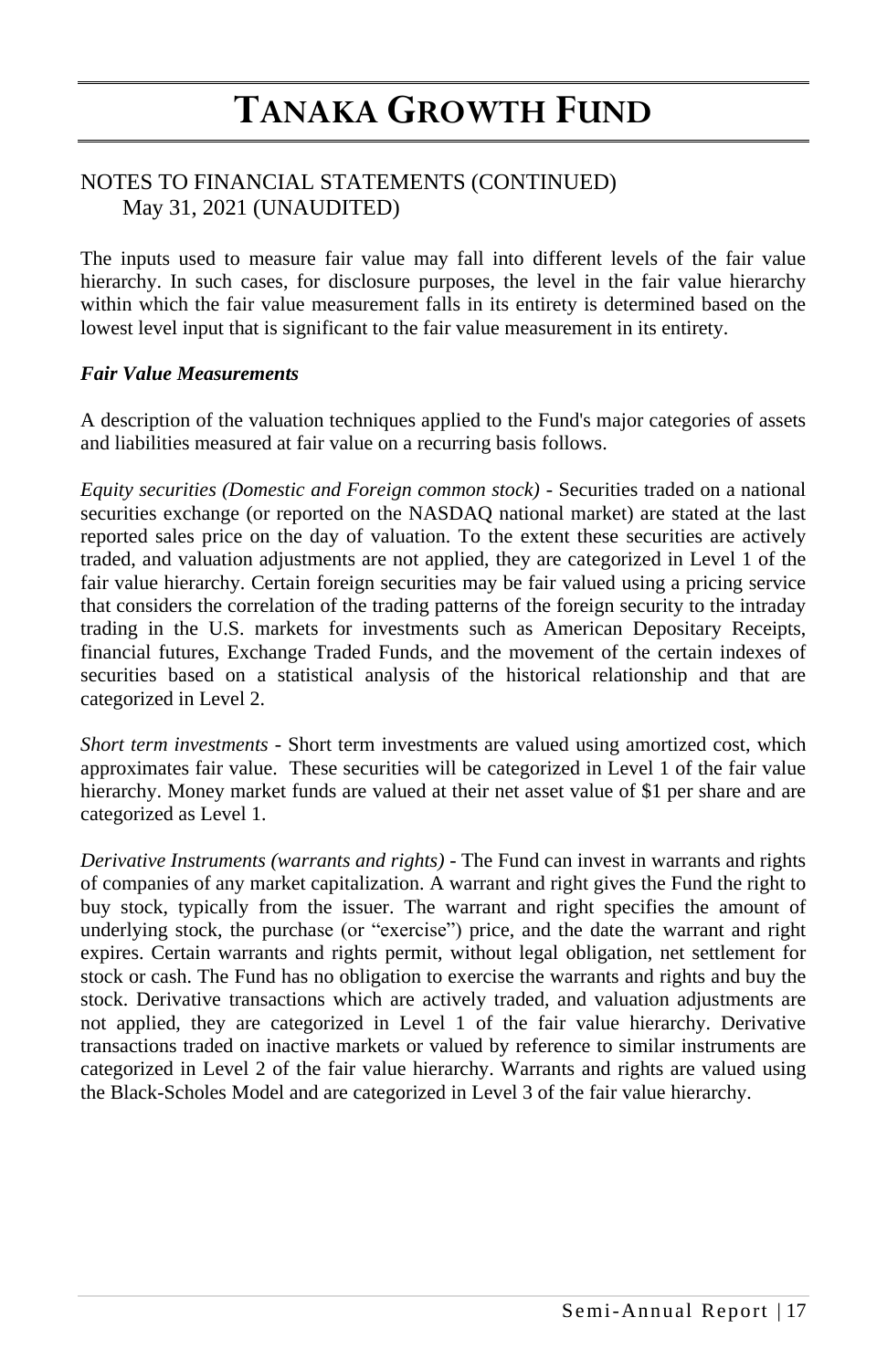# TANAKA GROWTH FUND

NOTES TO FINANCIAL STATEMENTS (CONTINUED)
May 31, 2021 (UNAUDITED)

The inputs used to measure fair value may fall into different levels of the fair value hierarchy. In such cases, for disclosure purposes, the level in the fair value hierarchy within which the fair value measurement falls in its entirety is determined based on the lowest level input that is significant to the fair value measurement in its entirety.

***Fair Value Measurements***

A description of the valuation techniques applied to the Fund's major categories of assets and liabilities measured at fair value on a recurring basis follows.

*Equity securities (Domestic and Foreign common stock)* - Securities traded on a national securities exchange (or reported on the NASDAQ national market) are stated at the last reported sales price on the day of valuation. To the extent these securities are actively traded, and valuation adjustments are not applied, they are categorized in Level 1 of the fair value hierarchy. Certain foreign securities may be fair valued using a pricing service that considers the correlation of the trading patterns of the foreign security to the intraday trading in the U.S. markets for investments such as American Depositary Receipts, financial futures, Exchange Traded Funds, and the movement of the certain indexes of securities based on a statistical analysis of the historical relationship and that are categorized in Level 2.

*Short term investments* - Short term investments are valued using amortized cost, which approximates fair value. These securities will be categorized in Level 1 of the fair value hierarchy. Money market funds are valued at their net asset value of $1 per share and are categorized as Level 1.

*Derivative Instruments (warrants and rights)* - The Fund can invest in warrants and rights of companies of any market capitalization. A warrant and right gives the Fund the right to buy stock, typically from the issuer. The warrant and right specifies the amount of underlying stock, the purchase (or "exercise") price, and the date the warrant and right expires. Certain warrants and rights permit, without legal obligation, net settlement for stock or cash. The Fund has no obligation to exercise the warrants and rights and buy the stock. Derivative transactions which are actively traded, and valuation adjustments are not applied, they are categorized in Level 1 of the fair value hierarchy. Derivative transactions traded on inactive markets or valued by reference to similar instruments are categorized in Level 2 of the fair value hierarchy. Warrants and rights are valued using the Black-Scholes Model and are categorized in Level 3 of the fair value hierarchy.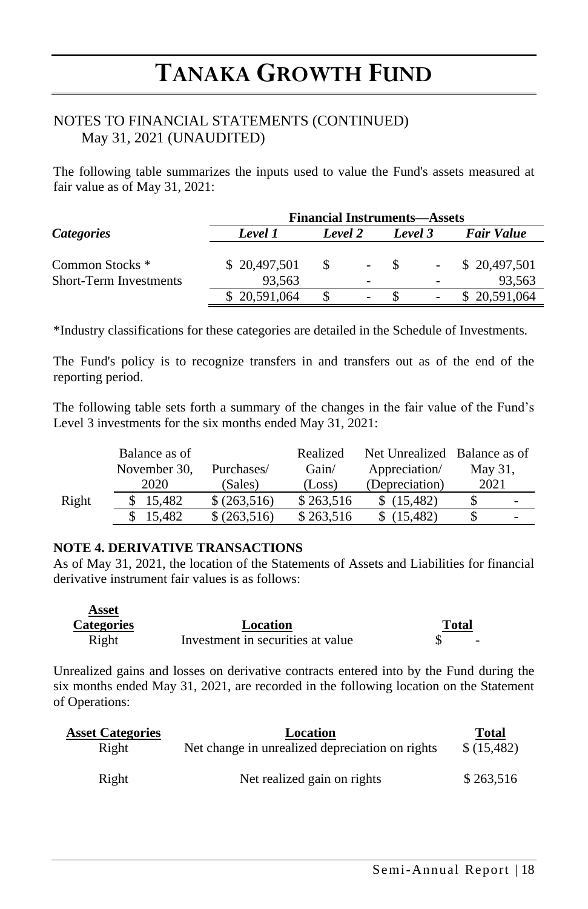# TANAKA GROWTH FUND

NOTES TO FINANCIAL STATEMENTS (CONTINUED)
May 31, 2021 (UNAUDITED)

The following table summarizes the inputs used to value the Fund's assets measured at fair value as of May 31, 2021:

| | Financial Instruments—Assets | | | |
|---|---|---|---|---|
| ***Categories*** | ***Level 1*** | ***Level 2*** | ***Level 3*** | ***Fair Value*** |
| Common Stocks * | $ 20,497,501 | $ - | $ - | $ 20,497,501 |
| Short-Term Investments | 93,563 | - | - | 93,563 |
| | $ 20,591,064 | $ - | $ - | $ 20,591,064 |

*Industry classifications for these categories are detailed in the Schedule of Investments.

The Fund's policy is to recognize transfers in and transfers out as of the end of the reporting period.

The following table sets forth a summary of the changes in the fair value of the Fund's Level 3 investments for the six months ended May 31, 2021:

| | Balance as of November 30, 2020 | Purchases/ (Sales) | Realized Gain/ (Loss) | Net Unrealized Appreciation/ (Depreciation) | Balance as of May 31, 2021 |
|---|---|---|---|---|---|
| Right | $ 15,482 | $ (263,516) | $ 263,516 | $ (15,482) | $ - |
| | $ 15,482 | $ (263,516) | $ 263,516 | $ (15,482) | $ - |

**NOTE 4. DERIVATIVE TRANSACTIONS**

As of May 31, 2021, the location of the Statements of Assets and Liabilities for financial derivative instrument fair values is as follows:

| Asset Categories | Location | Total |
|---|---|---|
| Right | Investment in securities at value | $ - |

Unrealized gains and losses on derivative contracts entered into by the Fund during the six months ended May 31, 2021, are recorded in the following location on the Statement of Operations:

| Asset Categories | Location | Total |
|---|---|---|
| Right | Net change in unrealized depreciation on rights | $ (15,482) |
| Right | Net realized gain on rights | $ 263,516 |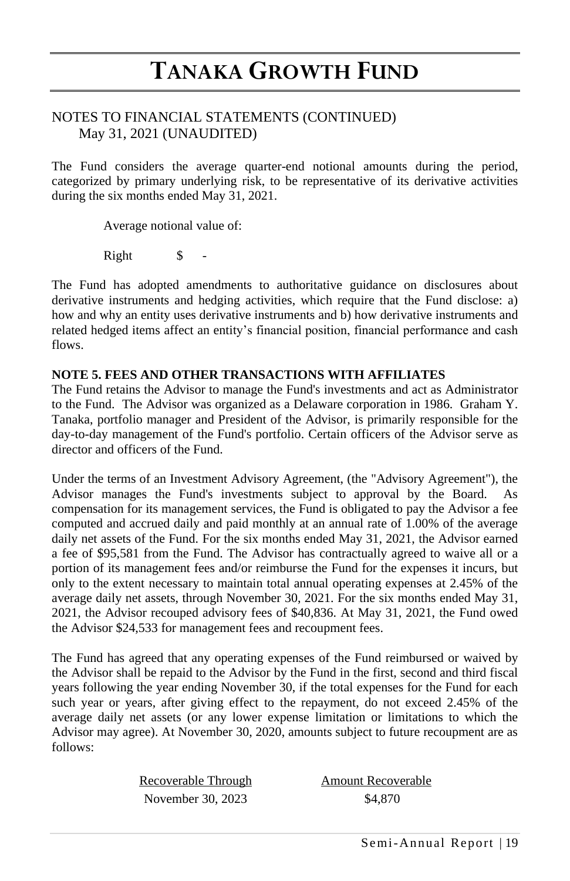NOTES TO FINANCIAL STATEMENTS (CONTINUED)
May 31, 2021 (UNAUDITED)

The Fund considers the average quarter-end notional amounts during the period, categorized by primary underlying risk, to be representative of its derivative activities during the six months ended May 31, 2021.

Average notional value of:

| | |
|---|---|
| Right | $ - |

The Fund has adopted amendments to authoritative guidance on disclosures about derivative instruments and hedging activities, which require that the Fund disclose: a) how and why an entity uses derivative instruments and b) how derivative instruments and related hedged items affect an entity's financial position, financial performance and cash flows.

**NOTE 5. FEES AND OTHER TRANSACTIONS WITH AFFILIATES**

The Fund retains the Advisor to manage the Fund's investments and act as Administrator to the Fund. The Advisor was organized as a Delaware corporation in 1986. Graham Y. Tanaka, portfolio manager and President of the Advisor, is primarily responsible for the day-to-day management of the Fund's portfolio. Certain officers of the Advisor serve as director and officers of the Fund.

Under the terms of an Investment Advisory Agreement, (the "Advisory Agreement"), the Advisor manages the Fund's investments subject to approval by the Board. As compensation for its management services, the Fund is obligated to pay the Advisor a fee computed and accrued daily and paid monthly at an annual rate of 1.00% of the average daily net assets of the Fund. For the six months ended May 31, 2021, the Advisor earned a fee of $95,581 from the Fund. The Advisor has contractually agreed to waive all or a portion of its management fees and/or reimburse the Fund for the expenses it incurs, but only to the extent necessary to maintain total annual operating expenses at 2.45% of the average daily net assets, through November 30, 2021. For the six months ended May 31, 2021, the Advisor recouped advisory fees of $40,836. At May 31, 2021, the Fund owed the Advisor $24,533 for management fees and recoupment fees.

The Fund has agreed that any operating expenses of the Fund reimbursed or waived by the Advisor shall be repaid to the Advisor by the Fund in the first, second and third fiscal years following the year ending November 30, if the total expenses for the Fund for each such year or years, after giving effect to the repayment, do not exceed 2.45% of the average daily net assets (or any lower expense limitation or limitations to which the Advisor may agree). At November 30, 2020, amounts subject to future recoupment are as follows:

| Recoverable Through | Amount Recoverable |
|---|---|
| November 30, 2023 | $4,870 |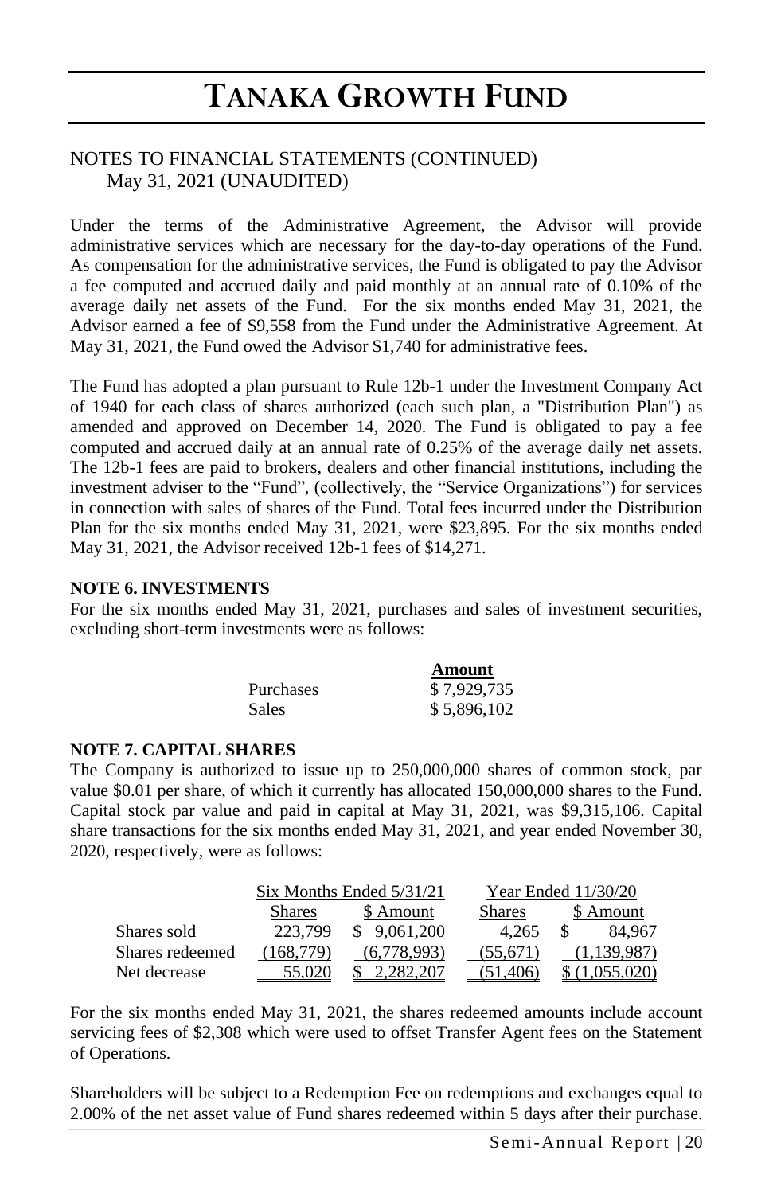# TANAKA GROWTH FUND

NOTES TO FINANCIAL STATEMENTS (CONTINUED)
May 31, 2021 (UNAUDITED)

Under the terms of the Administrative Agreement, the Advisor will provide administrative services which are necessary for the day-to-day operations of the Fund. As compensation for the administrative services, the Fund is obligated to pay the Advisor a fee computed and accrued daily and paid monthly at an annual rate of 0.10% of the average daily net assets of the Fund. For the six months ended May 31, 2021, the Advisor earned a fee of $9,558 from the Fund under the Administrative Agreement. At May 31, 2021, the Fund owed the Advisor $1,740 for administrative fees.

The Fund has adopted a plan pursuant to Rule 12b-1 under the Investment Company Act of 1940 for each class of shares authorized (each such plan, a "Distribution Plan") as amended and approved on December 14, 2020. The Fund is obligated to pay a fee computed and accrued daily at an annual rate of 0.25% of the average daily net assets. The 12b-1 fees are paid to brokers, dealers and other financial institutions, including the investment adviser to the “Fund”, (collectively, the “Service Organizations”) for services in connection with sales of shares of the Fund. Total fees incurred under the Distribution Plan for the six months ended May 31, 2021, were $23,895. For the six months ended May 31, 2021, the Advisor received 12b-1 fees of $14,271.

**NOTE 6. INVESTMENTS**

For the six months ended May 31, 2021, purchases and sales of investment securities, excluding short-term investments were as follows:

| | Amount |
|---|---|
| Purchases | $ 7,929,735 |
| Sales | $ 5,896,102 |

**NOTE 7. CAPITAL SHARES**

The Company is authorized to issue up to 250,000,000 shares of common stock, par value $0.01 per share, of which it currently has allocated 150,000,000 shares to the Fund. Capital stock par value and paid in capital at May 31, 2021, was $9,315,106. Capital share transactions for the six months ended May 31, 2021, and year ended November 30, 2020, respectively, were as follows:

| | Six Months Ended 5/31/21 | | Year Ended 11/30/20 | |
|---|---|---|---|---|
| | Shares | $ Amount | Shares | $ Amount |
| Shares sold | 223,799 | $ 9,061,200 | 4,265 | $ 84,967 |
| Shares redeemed | (168,779) | (6,778,993) | (55,671) | (1,139,987) |
| Net decrease | 55,020 | $ 2,282,207 | (51,406) | $ (1,055,020) |

For the six months ended May 31, 2021, the shares redeemed amounts include account servicing fees of $2,308 which were used to offset Transfer Agent fees on the Statement of Operations.

Shareholders will be subject to a Redemption Fee on redemptions and exchanges equal to 2.00% of the net asset value of Fund shares redeemed within 5 days after their purchase.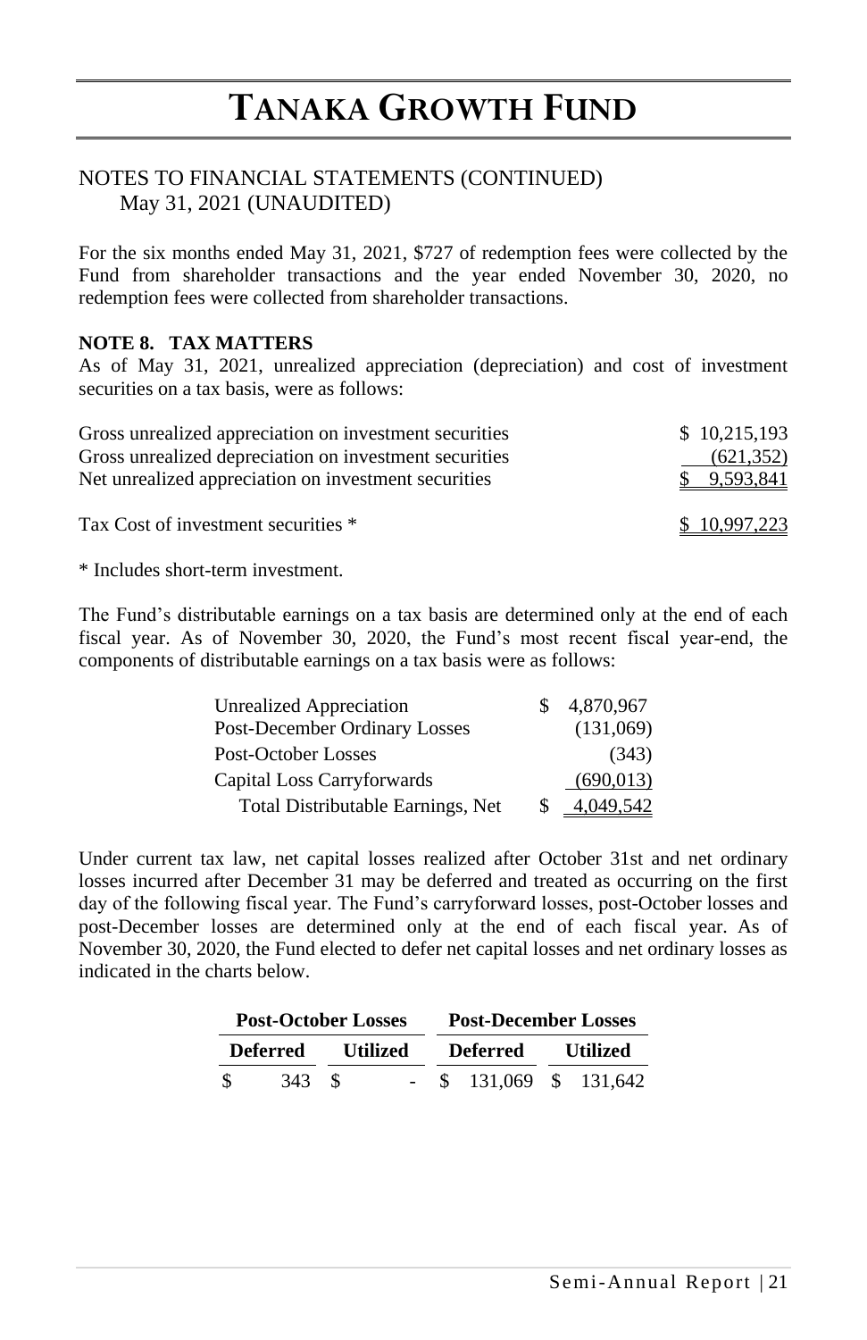# TANAKA GROWTH FUND

NOTES TO FINANCIAL STATEMENTS (CONTINUED)
May 31, 2021 (UNAUDITED)

For the six months ended May 31, 2021, $727 of redemption fees were collected by the Fund from shareholder transactions and the year ended November 30, 2020, no redemption fees were collected from shareholder transactions.

**NOTE 8. TAX MATTERS**

As of May 31, 2021, unrealized appreciation (depreciation) and cost of investment securities on a tax basis, were as follows:

| | |
|---|---|
| Gross unrealized appreciation on investment securities | $ 10,215,193 |
| Gross unrealized depreciation on investment securities | (621,352) |
| Net unrealized appreciation on investment securities | $ 9,593,841 |
| | |
| Tax Cost of investment securities * | $ 10,997,223 |

* Includes short-term investment.

The Fund's distributable earnings on a tax basis are determined only at the end of each fiscal year. As of November 30, 2020, the Fund's most recent fiscal year-end, the components of distributable earnings on a tax basis were as follows:

| | |
|---|---|
| Unrealized Appreciation | $ 4,870,967 |
| Post-December Ordinary Losses | (131,069) |
| Post-October Losses | (343) |
| Capital Loss Carryforwards | (690,013) |
| Total Distributable Earnings, Net | $ 4,049,542 |

Under current tax law, net capital losses realized after October 31st and net ordinary losses incurred after December 31 may be deferred and treated as occurring on the first day of the following fiscal year. The Fund's carryforward losses, post-October losses and post-December losses are determined only at the end of each fiscal year. As of November 30, 2020, the Fund elected to defer net capital losses and net ordinary losses as indicated in the charts below.

| Post-October Losses | | Post-December Losses | |
|---|---|---|---|
| **Deferred** | **Utilized** | **Deferred** | **Utilized** |
| $ 343 | $ - | $ 131,069 | $ 131,642 |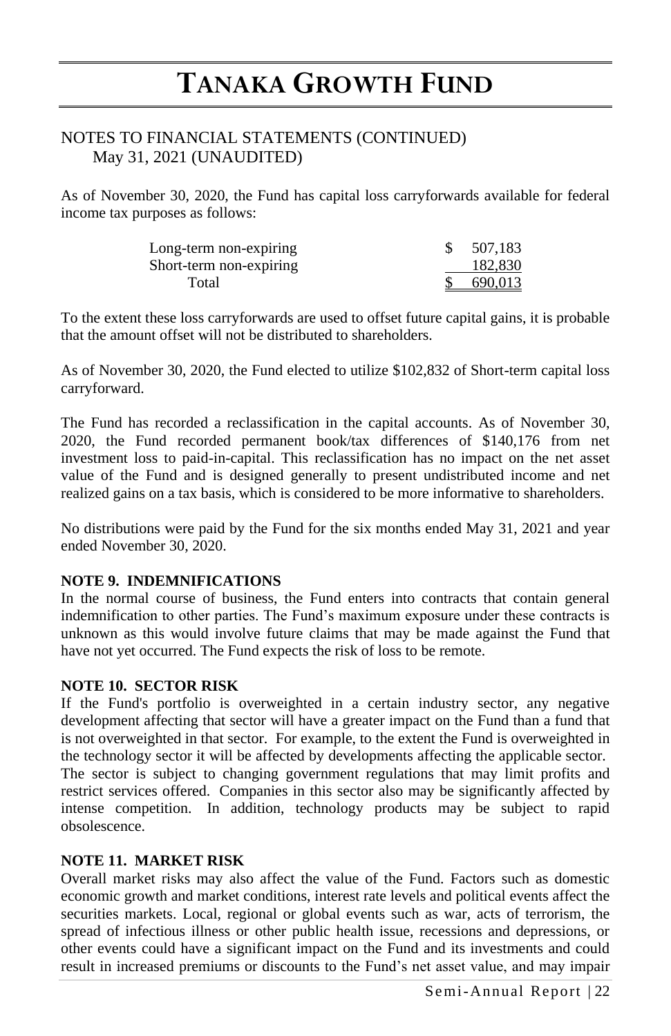NOTES TO FINANCIAL STATEMENTS (CONTINUED)
May 31, 2021 (UNAUDITED)

As of November 30, 2020, the Fund has capital loss carryforwards available for federal income tax purposes as follows:

| | |
|---|---|
| Long-term non-expiring | $ 507,183 |
| Short-term non-expiring | 182,830 |
| Total | $ 690,013 |

To the extent these loss carryforwards are used to offset future capital gains, it is probable that the amount offset will not be distributed to shareholders.

As of November 30, 2020, the Fund elected to utilize $102,832 of Short-term capital loss carryforward.

The Fund has recorded a reclassification in the capital accounts. As of November 30, 2020, the Fund recorded permanent book/tax differences of $140,176 from net investment loss to paid-in-capital. This reclassification has no impact on the net asset value of the Fund and is designed generally to present undistributed income and net realized gains on a tax basis, which is considered to be more informative to shareholders.

No distributions were paid by the Fund for the six months ended May 31, 2021 and year ended November 30, 2020.

**NOTE 9. INDEMNIFICATIONS**

In the normal course of business, the Fund enters into contracts that contain general indemnification to other parties. The Fund's maximum exposure under these contracts is unknown as this would involve future claims that may be made against the Fund that have not yet occurred. The Fund expects the risk of loss to be remote.

**NOTE 10. SECTOR RISK**

If the Fund's portfolio is overweighted in a certain industry sector, any negative development affecting that sector will have a greater impact on the Fund than a fund that is not overweighted in that sector. For example, to the extent the Fund is overweighted in the technology sector it will be affected by developments affecting the applicable sector. The sector is subject to changing government regulations that may limit profits and restrict services offered. Companies in this sector also may be significantly affected by intense competition. In addition, technology products may be subject to rapid obsolescence.

**NOTE 11. MARKET RISK**

Overall market risks may also affect the value of the Fund. Factors such as domestic economic growth and market conditions, interest rate levels and political events affect the securities markets. Local, regional or global events such as war, acts of terrorism, the spread of infectious illness or other public health issue, recessions and depressions, or other events could have a significant impact on the Fund and its investments and could result in increased premiums or discounts to the Fund's net asset value, and may impair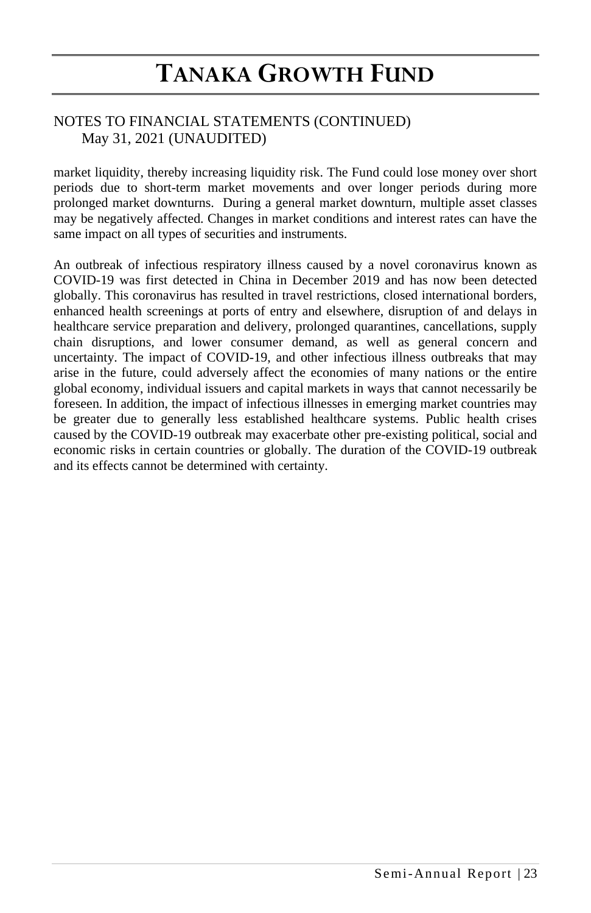# TANAKA GROWTH FUND

NOTES TO FINANCIAL STATEMENTS (CONTINUED)
May 31, 2021 (UNAUDITED)

market liquidity, thereby increasing liquidity risk. The Fund could lose money over short periods due to short-term market movements and over longer periods during more prolonged market downturns. During a general market downturn, multiple asset classes may be negatively affected. Changes in market conditions and interest rates can have the same impact on all types of securities and instruments.

An outbreak of infectious respiratory illness caused by a novel coronavirus known as COVID-19 was first detected in China in December 2019 and has now been detected globally. This coronavirus has resulted in travel restrictions, closed international borders, enhanced health screenings at ports of entry and elsewhere, disruption of and delays in healthcare service preparation and delivery, prolonged quarantines, cancellations, supply chain disruptions, and lower consumer demand, as well as general concern and uncertainty. The impact of COVID-19, and other infectious illness outbreaks that may arise in the future, could adversely affect the economies of many nations or the entire global economy, individual issuers and capital markets in ways that cannot necessarily be foreseen. In addition, the impact of infectious illnesses in emerging market countries may be greater due to generally less established healthcare systems. Public health crises caused by the COVID-19 outbreak may exacerbate other pre-existing political, social and economic risks in certain countries or globally. The duration of the COVID-19 outbreak and its effects cannot be determined with certainty.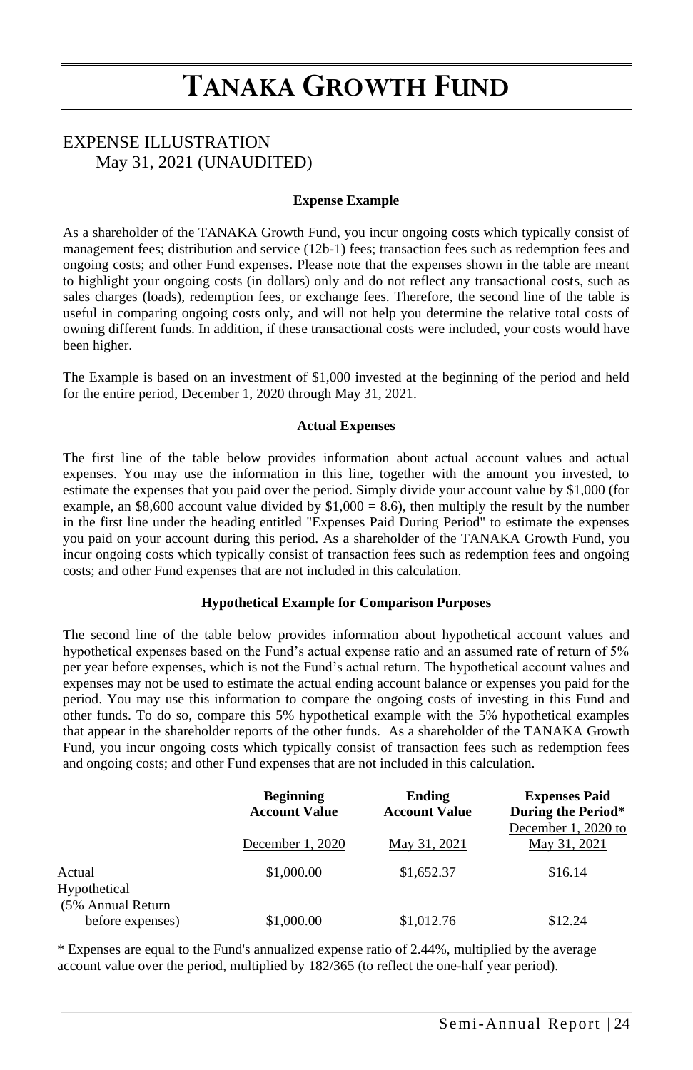# TANAKA GROWTH FUND

## EXPENSE ILLUSTRATION
May 31, 2021 (UNAUDITED)

### Expense Example

As a shareholder of the TANAKA Growth Fund, you incur ongoing costs which typically consist of management fees; distribution and service (12b-1) fees; transaction fees such as redemption fees and ongoing costs; and other Fund expenses. Please note that the expenses shown in the table are meant to highlight your ongoing costs (in dollars) only and do not reflect any transactional costs, such as sales charges (loads), redemption fees, or exchange fees. Therefore, the second line of the table is useful in comparing ongoing costs only, and will not help you determine the relative total costs of owning different funds. In addition, if these transactional costs were included, your costs would have been higher.

The Example is based on an investment of $1,000 invested at the beginning of the period and held for the entire period, December 1, 2020 through May 31, 2021.

### Actual Expenses

The first line of the table below provides information about actual account values and actual expenses. You may use the information in this line, together with the amount you invested, to estimate the expenses that you paid over the period. Simply divide your account value by $1,000 (for example, an $8,600 account value divided by $1,000 = 8.6), then multiply the result by the number in the first line under the heading entitled "Expenses Paid During Period" to estimate the expenses you paid on your account during this period. As a shareholder of the TANAKA Growth Fund, you incur ongoing costs which typically consist of transaction fees such as redemption fees and ongoing costs; and other Fund expenses that are not included in this calculation.

### Hypothetical Example for Comparison Purposes

The second line of the table below provides information about hypothetical account values and hypothetical expenses based on the Fund's actual expense ratio and an assumed rate of return of 5% per year before expenses, which is not the Fund's actual return. The hypothetical account values and expenses may not be used to estimate the actual ending account balance or expenses you paid for the period. You may use this information to compare the ongoing costs of investing in this Fund and other funds. To do so, compare this 5% hypothetical example with the 5% hypothetical examples that appear in the shareholder reports of the other funds. As a shareholder of the TANAKA Growth Fund, you incur ongoing costs which typically consist of transaction fees such as redemption fees and ongoing costs; and other Fund expenses that are not included in this calculation.

| | Beginning Account Value | Ending Account Value | Expenses Paid During the Period* |
|---|---|---|---|
| | December 1, 2020 | May 31, 2021 | December 1, 2020 to May 31, 2021 |
| Actual | $1,000.00 | $1,652.37 | $16.14 |
| Hypothetical (5% Annual Return before expenses) | $1,000.00 | $1,012.76 | $12.24 |

* Expenses are equal to the Fund's annualized expense ratio of 2.44%, multiplied by the average account value over the period, multiplied by 182/365 (to reflect the one-half year period).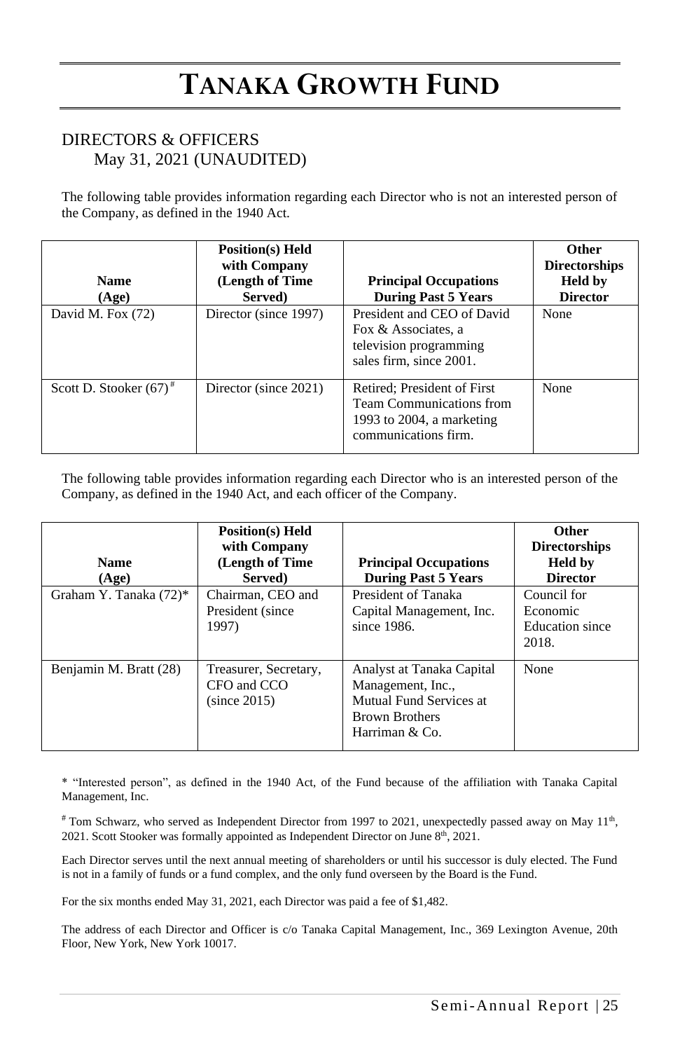# TANAKA GROWTH FUND

## DIRECTORS & OFFICERS
### May 31, 2021 (UNAUDITED)

The following table provides information regarding each Director who is not an interested person of the Company, as defined in the 1940 Act.

| Name (Age) | Position(s) Held with Company (Length of Time Served) | Principal Occupations During Past 5 Years | Other Directorships Held by Director |
|---|---|---|---|
| David M. Fox (72) | Director (since 1997) | President and CEO of David Fox & Associates, a television programming sales firm, since 2001. | None |
| Scott D. Stooker (67) # | Director (since 2021) | Retired; President of First Team Communications from 1993 to 2004, a marketing communications firm. | None |

The following table provides information regarding each Director who is an interested person of the Company, as defined in the 1940 Act, and each officer of the Company.

| Name (Age) | Position(s) Held with Company (Length of Time Served) | Principal Occupations During Past 5 Years | Other Directorships Held by Director |
|---|---|---|---|
| Graham Y. Tanaka (72)* | Chairman, CEO and President (since 1997) | President of Tanaka Capital Management, Inc. since 1986. | Council for Economic Education since 2018. |
| Benjamin M. Bratt (28) | Treasurer, Secretary, CFO and CCO (since 2015) | Analyst at Tanaka Capital Management, Inc., Mutual Fund Services at Brown Brothers Harriman & Co. | None |

* "Interested person", as defined in the 1940 Act, of the Fund because of the affiliation with Tanaka Capital Management, Inc.

# Tom Schwarz, who served as Independent Director from 1997 to 2021, unexpectedly passed away on May 11th, 2021. Scott Stooker was formally appointed as Independent Director on June 8th, 2021.

Each Director serves until the next annual meeting of shareholders or until his successor is duly elected. The Fund is not in a family of funds or a fund complex, and the only fund overseen by the Board is the Fund.

For the six months ended May 31, 2021, each Director was paid a fee of $1,482.

The address of each Director and Officer is c/o Tanaka Capital Management, Inc., 369 Lexington Avenue, 20th Floor, New York, New York 10017.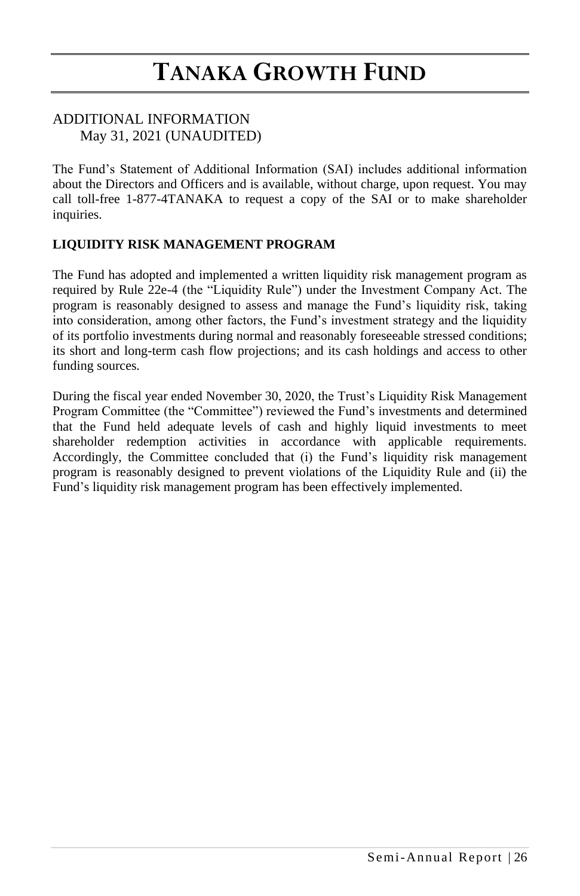# TANAKA GROWTH FUND

## ADDITIONAL INFORMATION
May 31, 2021 (UNAUDITED)

The Fund's Statement of Additional Information (SAI) includes additional information about the Directors and Officers and is available, without charge, upon request. You may call toll-free 1-877-4TANAKA to request a copy of the SAI or to make shareholder inquiries.

**LIQUIDITY RISK MANAGEMENT PROGRAM**

The Fund has adopted and implemented a written liquidity risk management program as required by Rule 22e-4 (the "Liquidity Rule") under the Investment Company Act. The program is reasonably designed to assess and manage the Fund's liquidity risk, taking into consideration, among other factors, the Fund's investment strategy and the liquidity of its portfolio investments during normal and reasonably foreseeable stressed conditions; its short and long-term cash flow projections; and its cash holdings and access to other funding sources.

During the fiscal year ended November 30, 2020, the Trust's Liquidity Risk Management Program Committee (the "Committee") reviewed the Fund's investments and determined that the Fund held adequate levels of cash and highly liquid investments to meet shareholder redemption activities in accordance with applicable requirements. Accordingly, the Committee concluded that (i) the Fund's liquidity risk management program is reasonably designed to prevent violations of the Liquidity Rule and (ii) the Fund's liquidity risk management program has been effectively implemented.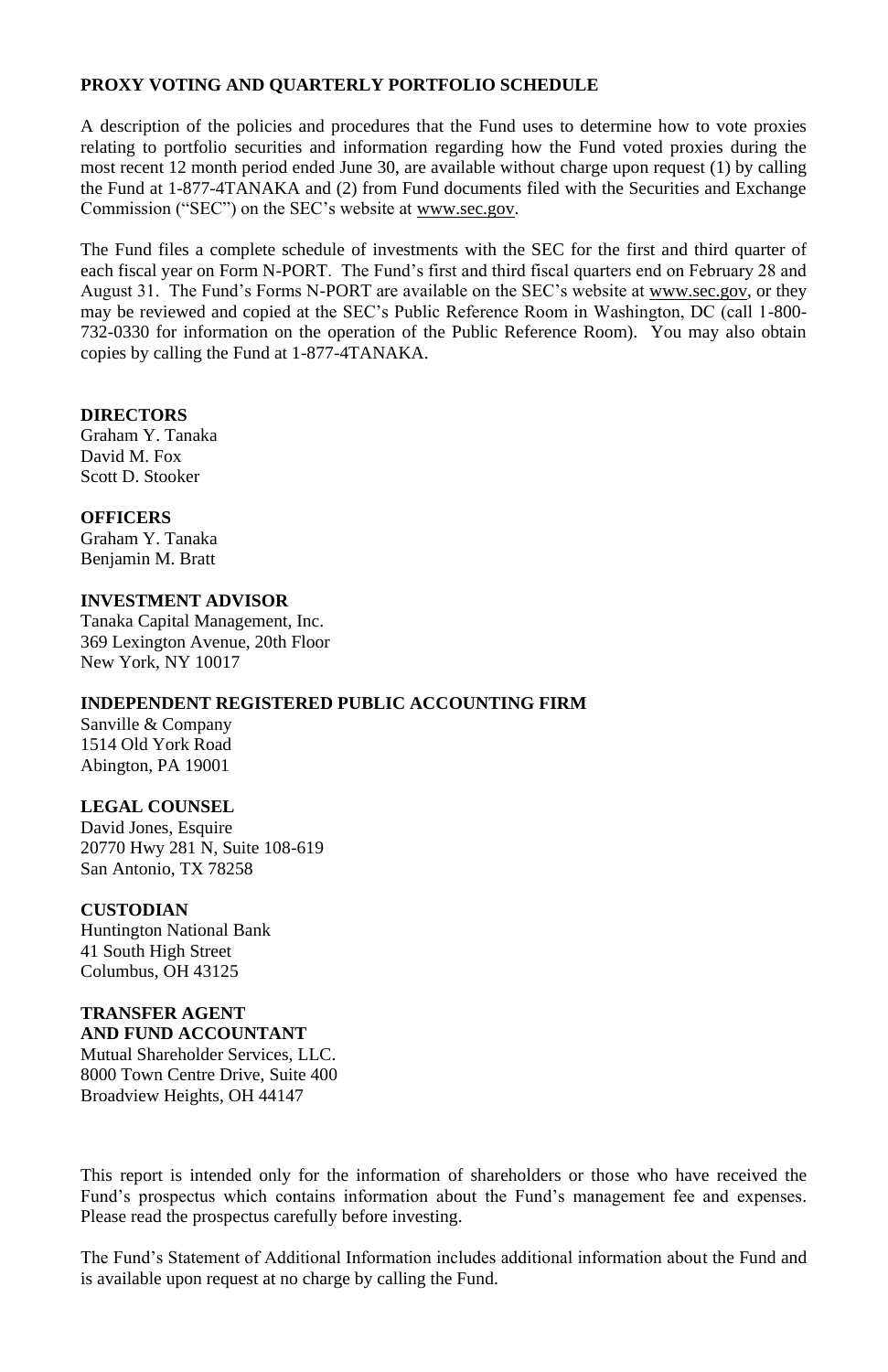**PROXY VOTING AND QUARTERLY PORTFOLIO SCHEDULE**

A description of the policies and procedures that the Fund uses to determine how to vote proxies relating to portfolio securities and information regarding how the Fund voted proxies during the most recent 12 month period ended June 30, are available without charge upon request (1) by calling the Fund at 1-877-4TANAKA and (2) from Fund documents filed with the Securities and Exchange Commission ("SEC") on the SEC's website at www.sec.gov.

The Fund files a complete schedule of investments with the SEC for the first and third quarter of each fiscal year on Form N-PORT. The Fund's first and third fiscal quarters end on February 28 and August 31. The Fund's Forms N-PORT are available on the SEC's website at www.sec.gov, or they may be reviewed and copied at the SEC's Public Reference Room in Washington, DC (call 1-800-732-0330 for information on the operation of the Public Reference Room). You may also obtain copies by calling the Fund at 1-877-4TANAKA.

**DIRECTORS**
Graham Y. Tanaka
David M. Fox
Scott D. Stooker

**OFFICERS**
Graham Y. Tanaka
Benjamin M. Bratt

**INVESTMENT ADVISOR**
Tanaka Capital Management, Inc.
369 Lexington Avenue, 20th Floor
New York, NY 10017

**INDEPENDENT REGISTERED PUBLIC ACCOUNTING FIRM**
Sanville & Company
1514 Old York Road
Abington, PA 19001

**LEGAL COUNSEL**
David Jones, Esquire
20770 Hwy 281 N, Suite 108-619
San Antonio, TX 78258

**CUSTODIAN**
Huntington National Bank
41 South High Street
Columbus, OH 43125

**TRANSFER AGENT**
**AND FUND ACCOUNTANT**
Mutual Shareholder Services, LLC.
8000 Town Centre Drive, Suite 400
Broadview Heights, OH 44147

This report is intended only for the information of shareholders or those who have received the Fund's prospectus which contains information about the Fund's management fee and expenses. Please read the prospectus carefully before investing.

The Fund's Statement of Additional Information includes additional information about the Fund and is available upon request at no charge by calling the Fund.